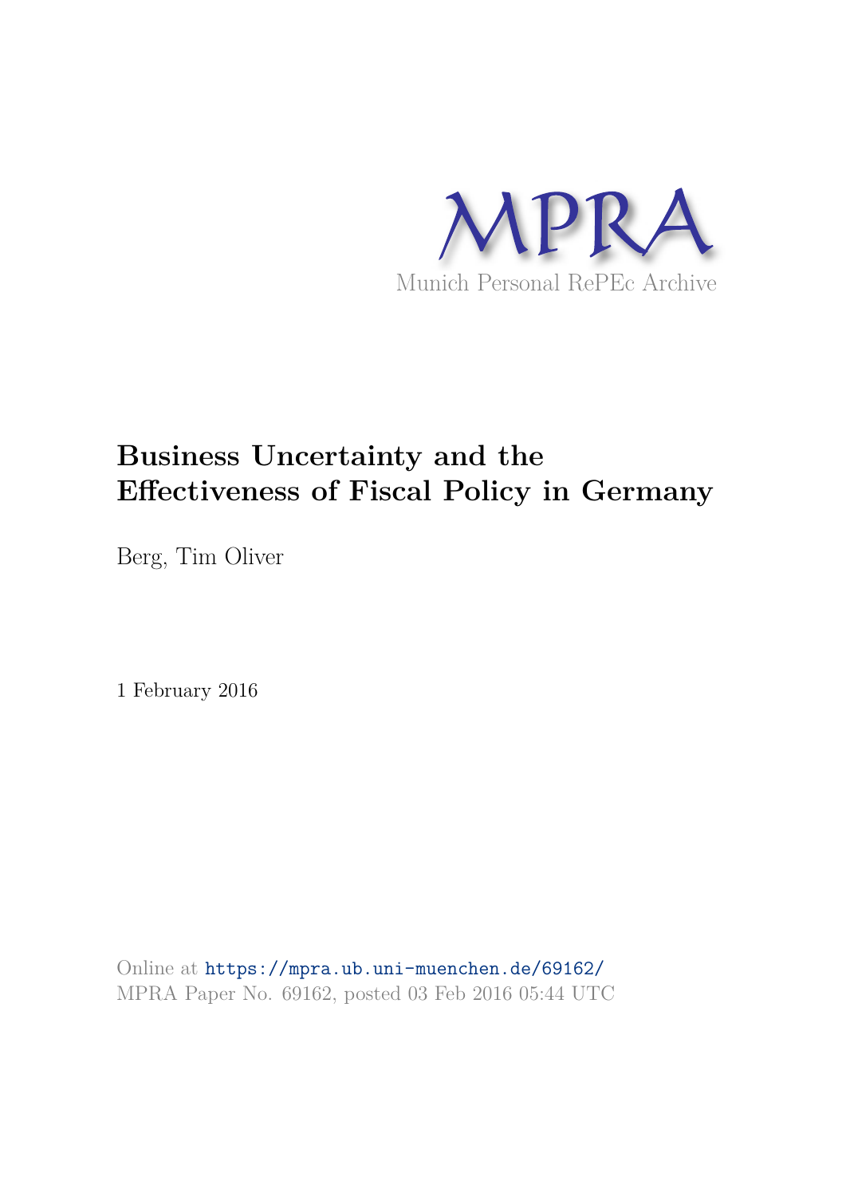MPRA

Munich Personal RePEc Archive

# Business Uncertainty and the Effectiveness of Fiscal Policy in Germany

Berg, Tim Oliver

1 February 2016

Online at https://mpra.ub.uni-muenchen.de/69162/
MPRA Paper No. 69162, posted 03 Feb 2016 05:44 UTC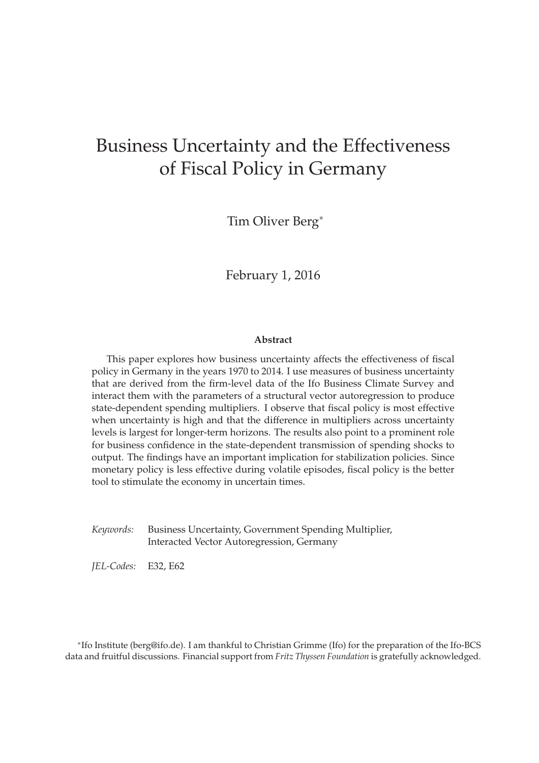# Business Uncertainty and the Effectiveness of Fiscal Policy in Germany

Tim Oliver Berg*

February 1, 2016

**Abstract**

This paper explores how business uncertainty affects the effectiveness of fiscal policy in Germany in the years 1970 to 2014. I use measures of business uncertainty that are derived from the firm-level data of the Ifo Business Climate Survey and interact them with the parameters of a structural vector autoregression to produce state-dependent spending multipliers. I observe that fiscal policy is most effective when uncertainty is high and that the difference in multipliers across uncertainty levels is largest for longer-term horizons. The results also point to a prominent role for business confidence in the state-dependent transmission of spending shocks to output. The findings have an important implication for stabilization policies. Since monetary policy is less effective during volatile episodes, fiscal policy is the better tool to stimulate the economy in uncertain times.

*Keywords:* Business Uncertainty, Government Spending Multiplier, Interacted Vector Autoregression, Germany

*JEL-Codes:* E32, E62

*Ifo Institute (berg@ifo.de). I am thankful to Christian Grimme (Ifo) for the preparation of the Ifo-BCS data and fruitful discussions. Financial support from *Fritz Thyssen Foundation* is gratefully acknowledged.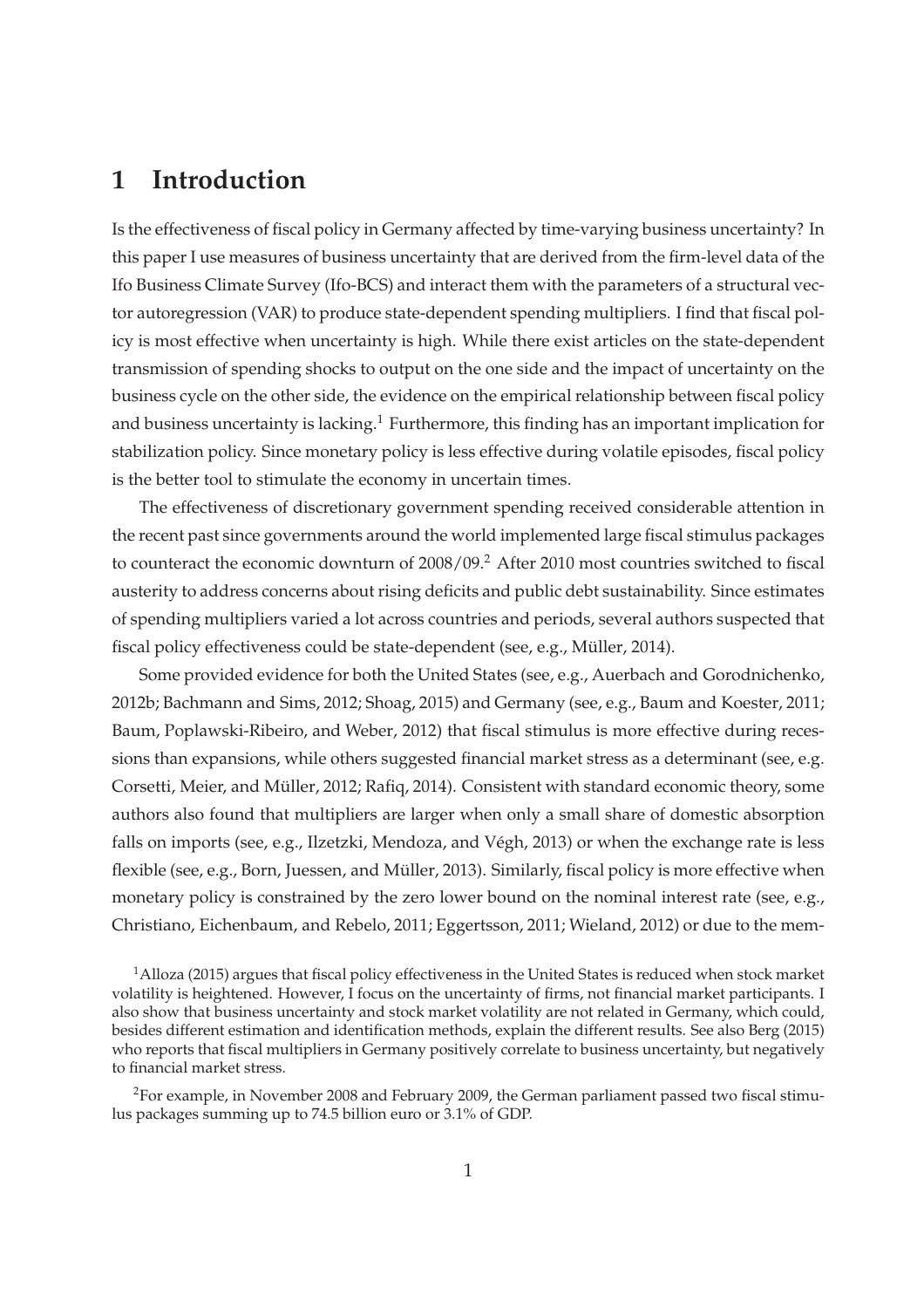# 1 Introduction

Is the effectiveness of fiscal policy in Germany affected by time-varying business uncertainty? In this paper I use measures of business uncertainty that are derived from the firm-level data of the Ifo Business Climate Survey (Ifo-BCS) and interact them with the parameters of a structural vector autoregression (VAR) to produce state-dependent spending multipliers. I find that fiscal policy is most effective when uncertainty is high. While there exist articles on the state-dependent transmission of spending shocks to output on the one side and the impact of uncertainty on the business cycle on the other side, the evidence on the empirical relationship between fiscal policy and business uncertainty is lacking.[1] Furthermore, this finding has an important implication for stabilization policy. Since monetary policy is less effective during volatile episodes, fiscal policy is the better tool to stimulate the economy in uncertain times.

The effectiveness of discretionary government spending received considerable attention in the recent past since governments around the world implemented large fiscal stimulus packages to counteract the economic downturn of 2008/09.[2] After 2010 most countries switched to fiscal austerity to address concerns about rising deficits and public debt sustainability. Since estimates of spending multipliers varied a lot across countries and periods, several authors suspected that fiscal policy effectiveness could be state-dependent (see, e.g., Müller, 2014).

Some provided evidence for both the United States (see, e.g., Auerbach and Gorodnichenko, 2012b; Bachmann and Sims, 2012; Shoag, 2015) and Germany (see, e.g., Baum and Koester, 2011; Baum, Poplawski-Ribeiro, and Weber, 2012) that fiscal stimulus is more effective during recessions than expansions, while others suggested financial market stress as a determinant (see, e.g. Corsetti, Meier, and Müller, 2012; Rafiq, 2014). Consistent with standard economic theory, some authors also found that multipliers are larger when only a small share of domestic absorption falls on imports (see, e.g., Ilzetzki, Mendoza, and Végh, 2013) or when the exchange rate is less flexible (see, e.g., Born, Juessen, and Müller, 2013). Similarly, fiscal policy is more effective when monetary policy is constrained by the zero lower bound on the nominal interest rate (see, e.g., Christiano, Eichenbaum, and Rebelo, 2011; Eggertsson, 2011; Wieland, 2012) or due to the mem-

[1] Alloza (2015) argues that fiscal policy effectiveness in the United States is reduced when stock market volatility is heightened. However, I focus on the uncertainty of firms, not financial market participants. I also show that business uncertainty and stock market volatility are not related in Germany, which could, besides different estimation and identification methods, explain the different results. See also Berg (2015) who reports that fiscal multipliers in Germany positively correlate to business uncertainty, but negatively to financial market stress.

[2] For example, in November 2008 and February 2009, the German parliament passed two fiscal stimulus packages summing up to 74.5 billion euro or 3.1% of GDP.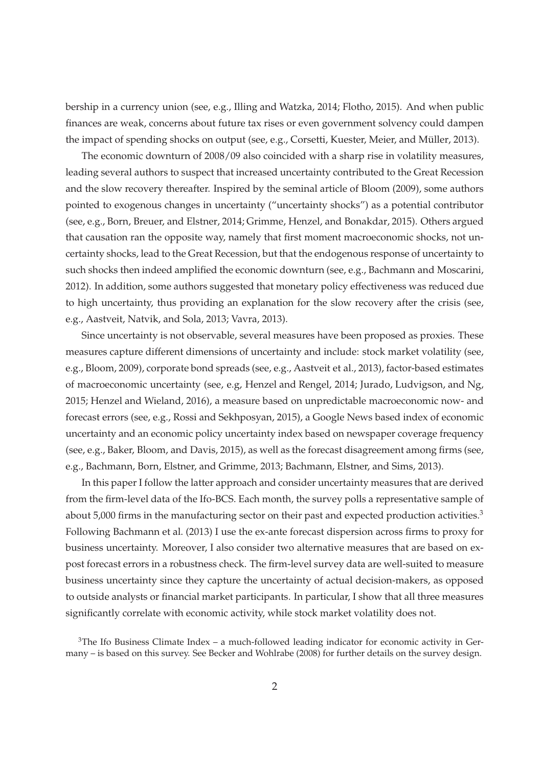bership in a currency union (see, e.g., Illing and Watzka, 2014; Flotho, 2015). And when public finances are weak, concerns about future tax rises or even government solvency could dampen the impact of spending shocks on output (see, e.g., Corsetti, Kuester, Meier, and Müller, 2013).

The economic downturn of 2008/09 also coincided with a sharp rise in volatility measures, leading several authors to suspect that increased uncertainty contributed to the Great Recession and the slow recovery thereafter. Inspired by the seminal article of Bloom (2009), some authors pointed to exogenous changes in uncertainty ("uncertainty shocks") as a potential contributor (see, e.g., Born, Breuer, and Elstner, 2014; Grimme, Henzel, and Bonakdar, 2015). Others argued that causation ran the opposite way, namely that first moment macroeconomic shocks, not uncertainty shocks, lead to the Great Recession, but that the endogenous response of uncertainty to such shocks then indeed amplified the economic downturn (see, e.g., Bachmann and Moscarini, 2012). In addition, some authors suggested that monetary policy effectiveness was reduced due to high uncertainty, thus providing an explanation for the slow recovery after the crisis (see, e.g., Aastveit, Natvik, and Sola, 2013; Vavra, 2013).

Since uncertainty is not observable, several measures have been proposed as proxies. These measures capture different dimensions of uncertainty and include: stock market volatility (see, e.g., Bloom, 2009), corporate bond spreads (see, e.g., Aastveit et al., 2013), factor-based estimates of macroeconomic uncertainty (see, e.g, Henzel and Rengel, 2014; Jurado, Ludvigson, and Ng, 2015; Henzel and Wieland, 2016), a measure based on unpredictable macroeconomic now- and forecast errors (see, e.g., Rossi and Sekhposyan, 2015), a Google News based index of economic uncertainty and an economic policy uncertainty index based on newspaper coverage frequency (see, e.g., Baker, Bloom, and Davis, 2015), as well as the forecast disagreement among firms (see, e.g., Bachmann, Born, Elstner, and Grimme, 2013; Bachmann, Elstner, and Sims, 2013).

In this paper I follow the latter approach and consider uncertainty measures that are derived from the firm-level data of the Ifo-BCS. Each month, the survey polls a representative sample of about 5,000 firms in the manufacturing sector on their past and expected production activities.[3] Following Bachmann et al. (2013) I use the ex-ante forecast dispersion across firms to proxy for business uncertainty. Moreover, I also consider two alternative measures that are based on ex-post forecast errors in a robustness check. The firm-level survey data are well-suited to measure business uncertainty since they capture the uncertainty of actual decision-makers, as opposed to outside analysts or financial market participants. In particular, I show that all three measures significantly correlate with economic activity, while stock market volatility does not.

[3]The Ifo Business Climate Index – a much-followed leading indicator for economic activity in Germany – is based on this survey. See Becker and Wohlrabe (2008) for further details on the survey design.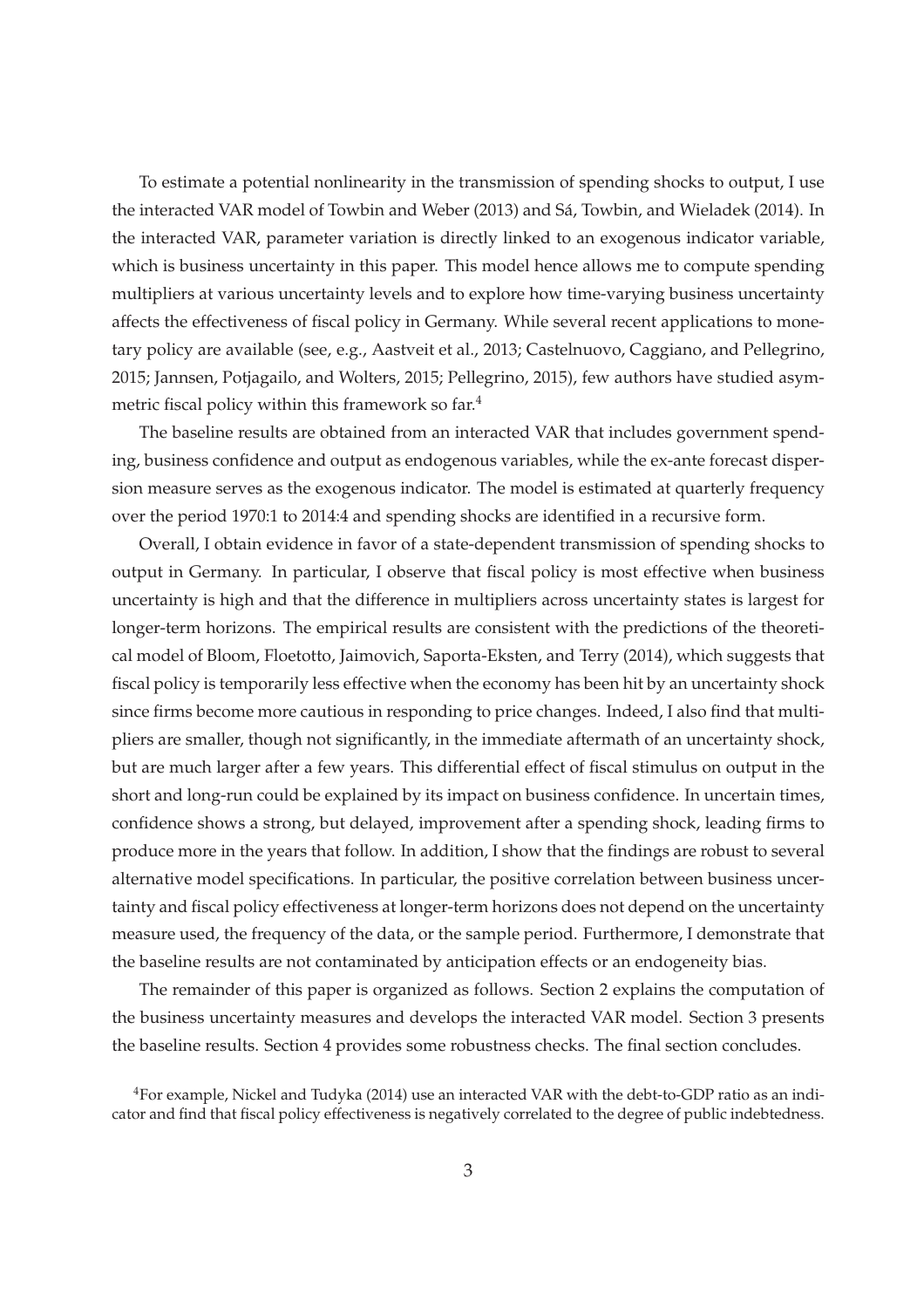To estimate a potential nonlinearity in the transmission of spending shocks to output, I use the interacted VAR model of Towbin and Weber (2013) and Sá, Towbin, and Wieladek (2014). In the interacted VAR, parameter variation is directly linked to an exogenous indicator variable, which is business uncertainty in this paper. This model hence allows me to compute spending multipliers at various uncertainty levels and to explore how time-varying business uncertainty affects the effectiveness of fiscal policy in Germany. While several recent applications to monetary policy are available (see, e.g., Aastveit et al., 2013; Castelnuovo, Caggiano, and Pellegrino, 2015; Jannsen, Potjagailo, and Wolters, 2015; Pellegrino, 2015), few authors have studied asymmetric fiscal policy within this framework so far.[4]

The baseline results are obtained from an interacted VAR that includes government spending, business confidence and output as endogenous variables, while the ex-ante forecast dispersion measure serves as the exogenous indicator. The model is estimated at quarterly frequency over the period 1970:1 to 2014:4 and spending shocks are identified in a recursive form.

Overall, I obtain evidence in favor of a state-dependent transmission of spending shocks to output in Germany. In particular, I observe that fiscal policy is most effective when business uncertainty is high and that the difference in multipliers across uncertainty states is largest for longer-term horizons. The empirical results are consistent with the predictions of the theoretical model of Bloom, Floetotto, Jaimovich, Saporta-Eksten, and Terry (2014), which suggests that fiscal policy is temporarily less effective when the economy has been hit by an uncertainty shock since firms become more cautious in responding to price changes. Indeed, I also find that multipliers are smaller, though not significantly, in the immediate aftermath of an uncertainty shock, but are much larger after a few years. This differential effect of fiscal stimulus on output in the short and long-run could be explained by its impact on business confidence. In uncertain times, confidence shows a strong, but delayed, improvement after a spending shock, leading firms to produce more in the years that follow. In addition, I show that the findings are robust to several alternative model specifications. In particular, the positive correlation between business uncertainty and fiscal policy effectiveness at longer-term horizons does not depend on the uncertainty measure used, the frequency of the data, or the sample period. Furthermore, I demonstrate that the baseline results are not contaminated by anticipation effects or an endogeneity bias.

The remainder of this paper is organized as follows. Section 2 explains the computation of the business uncertainty measures and develops the interacted VAR model. Section 3 presents the baseline results. Section 4 provides some robustness checks. The final section concludes.

[4]For example, Nickel and Tudyka (2014) use an interacted VAR with the debt-to-GDP ratio as an indicator and find that fiscal policy effectiveness is negatively correlated to the degree of public indebtedness.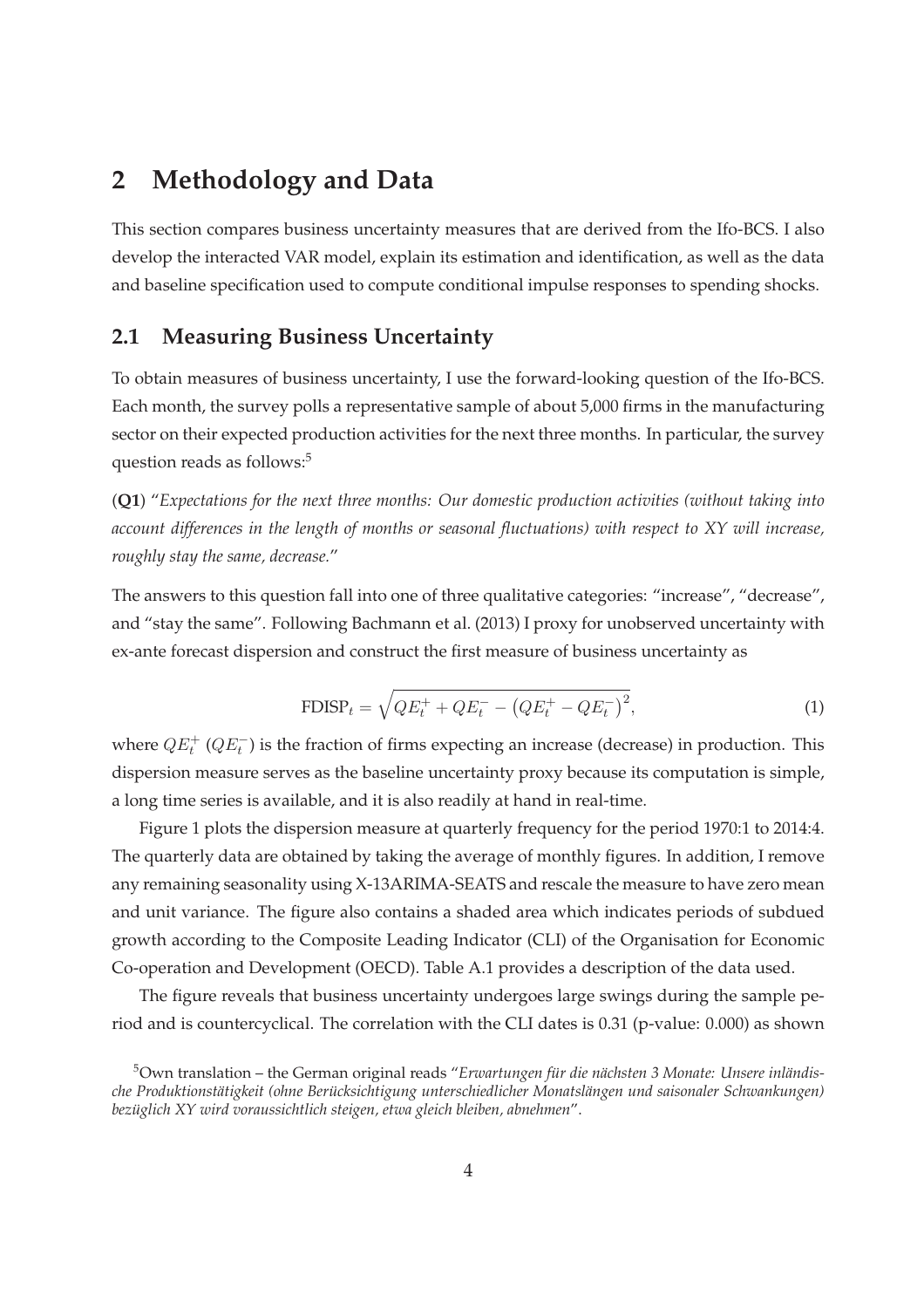## 2 Methodology and Data

This section compares business uncertainty measures that are derived from the Ifo-BCS. I also develop the interacted VAR model, explain its estimation and identification, as well as the data and baseline specification used to compute conditional impulse responses to spending shocks.

### 2.1 Measuring Business Uncertainty

To obtain measures of business uncertainty, I use the forward-looking question of the Ifo-BCS. Each month, the survey polls a representative sample of about 5,000 firms in the manufacturing sector on their expected production activities for the next three months. In particular, the survey question reads as follows:[5]

(**Q1**) "*Expectations for the next three months: Our domestic production activities (without taking into account differences in the length of months or seasonal fluctuations) with respect to XY will increase, roughly stay the same, decrease.*"

The answers to this question fall into one of three qualitative categories: "increase", "decrease", and "stay the same". Following Bachmann et al. (2013) I proxy for unobserved uncertainty with ex-ante forecast dispersion and construct the first measure of business uncertainty as

$$\text{FDISP}_t = \sqrt{QE_t^+ + QE_t^- - \left(QE_t^+ - QE_t^-\right)^2}, \tag{1}$$

where $QE_t^+$ ($QE_t^-$) is the fraction of firms expecting an increase (decrease) in production. This dispersion measure serves as the baseline uncertainty proxy because its computation is simple, a long time series is available, and it is also readily at hand in real-time.

Figure 1 plots the dispersion measure at quarterly frequency for the period 1970:1 to 2014:4. The quarterly data are obtained by taking the average of monthly figures. In addition, I remove any remaining seasonality using X-13ARIMA-SEATS and rescale the measure to have zero mean and unit variance. The figure also contains a shaded area which indicates periods of subdued growth according to the Composite Leading Indicator (CLI) of the Organisation for Economic Co-operation and Development (OECD). Table A.1 provides a description of the data used.

The figure reveals that business uncertainty undergoes large swings during the sample period and is countercyclical. The correlation with the CLI dates is 0.31 (p-value: 0.000) as shown

[5] Own translation – the German original reads "*Erwartungen für die nächsten 3 Monate: Unsere inländische Produktionstätigkeit (ohne Berücksichtigung unterschiedlicher Monatslängen und saisonaler Schwankungen) bezüglich XY wird voraussichtlich steigen, etwa gleich bleiben, abnehmen*".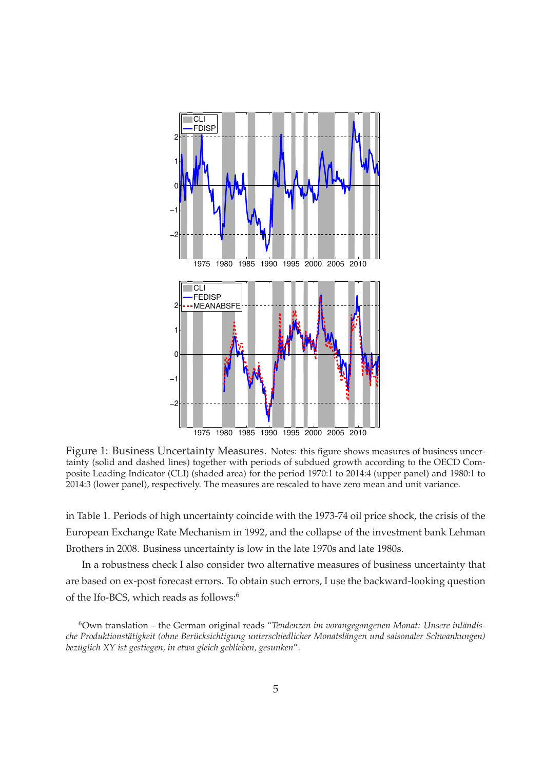Figure 1: Business Uncertainty Measures. Notes: this figure shows measures of business uncertainty (solid and dashed lines) together with periods of subdued growth according to the OECD Composite Leading Indicator (CLI) (shaded area) for the period 1970:1 to 2014:4 (upper panel) and 1980:1 to 2014:3 (lower panel), respectively. The measures are rescaled to have zero mean and unit variance.

in Table 1. Periods of high uncertainty coincide with the 1973-74 oil price shock, the crisis of the European Exchange Rate Mechanism in 1992, and the collapse of the investment bank Lehman Brothers in 2008. Business uncertainty is low in the late 1970s and late 1980s.

In a robustness check I also consider two alternative measures of business uncertainty that are based on ex-post forecast errors. To obtain such errors, I use the backward-looking question of the Ifo-BCS, which reads as follows:[6]

[6] Own translation – the German original reads "*Tendenzen im vorangegangenen Monat: Unsere inländische Produktionstätigkeit (ohne Berücksichtigung unterschiedlicher Monatslängen und saisonaler Schwankungen) bezüglich XY ist gestiegen, in etwa gleich geblieben, gesunken*".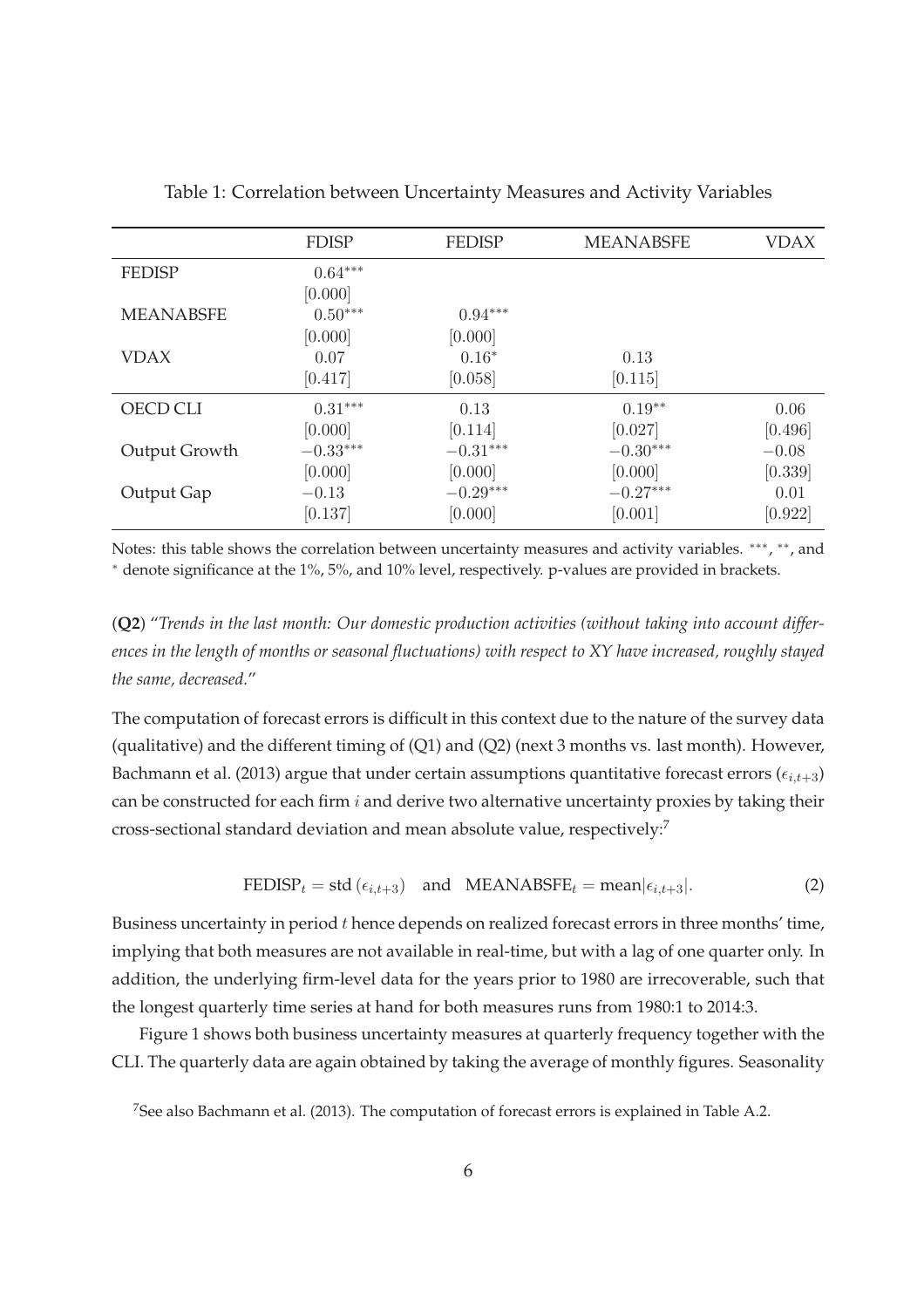Table 1: Correlation between Uncertainty Measures and Activity Variables

| | FDISP | FEDISP | MEANABSFE | VDAX |
|---|---|---|---|---|
| FEDISP | $0.64^{***}$ | | | |
| | [0.000] | | | |
| MEANABSFE | $0.50^{***}$ | $0.94^{***}$ | | |
| | [0.000] | [0.000] | | |
| VDAX | 0.07 | $0.16^{*}$ | 0.13 | |
| | [0.417] | [0.058] | [0.115] | |
| OECD CLI | $0.31^{***}$ | 0.13 | $0.19^{**}$ | 0.06 |
| | [0.000] | [0.114] | [0.027] | [0.496] |
| Output Growth | $-0.33^{***}$ | $-0.31^{***}$ | $-0.30^{***}$ | $-0.08$ |
| | [0.000] | [0.000] | [0.000] | [0.339] |
| Output Gap | $-0.13$ | $-0.29^{***}$ | $-0.27^{***}$ | 0.01 |
| | [0.137] | [0.000] | [0.001] | [0.922] |

Notes: this table shows the correlation between uncertainty measures and activity variables. $^{***}$, $^{**}$, and $^{*}$ denote significance at the 1%, 5%, and 10% level, respectively. p-values are provided in brackets.

(**Q2**) "*Trends in the last month: Our domestic production activities (without taking into account differences in the length of months or seasonal fluctuations) with respect to XY have increased, roughly stayed the same, decreased.*"

The computation of forecast errors is difficult in this context due to the nature of the survey data (qualitative) and the different timing of (Q1) and (Q2) (next 3 months vs. last month). However, Bachmann et al. (2013) argue that under certain assumptions quantitative forecast errors ($\epsilon_{i,t+3}$) can be constructed for each firm $i$ and derive two alternative uncertainty proxies by taking their cross-sectional standard deviation and mean absolute value, respectively:[7]

$$\text{FEDISP}_t = \text{std}\,(\epsilon_{i,t+3}) \quad \text{and} \quad \text{MEANABSFE}_t = \text{mean}|\epsilon_{i,t+3}|. \tag{2}$$

Business uncertainty in period $t$ hence depends on realized forecast errors in three months' time, implying that both measures are not available in real-time, but with a lag of one quarter only. In addition, the underlying firm-level data for the years prior to 1980 are irrecoverable, such that the longest quarterly time series at hand for both measures runs from 1980:1 to 2014:3.

Figure 1 shows both business uncertainty measures at quarterly frequency together with the CLI. The quarterly data are again obtained by taking the average of monthly figures. Seasonality

[7] See also Bachmann et al. (2013). The computation of forecast errors is explained in Table A.2.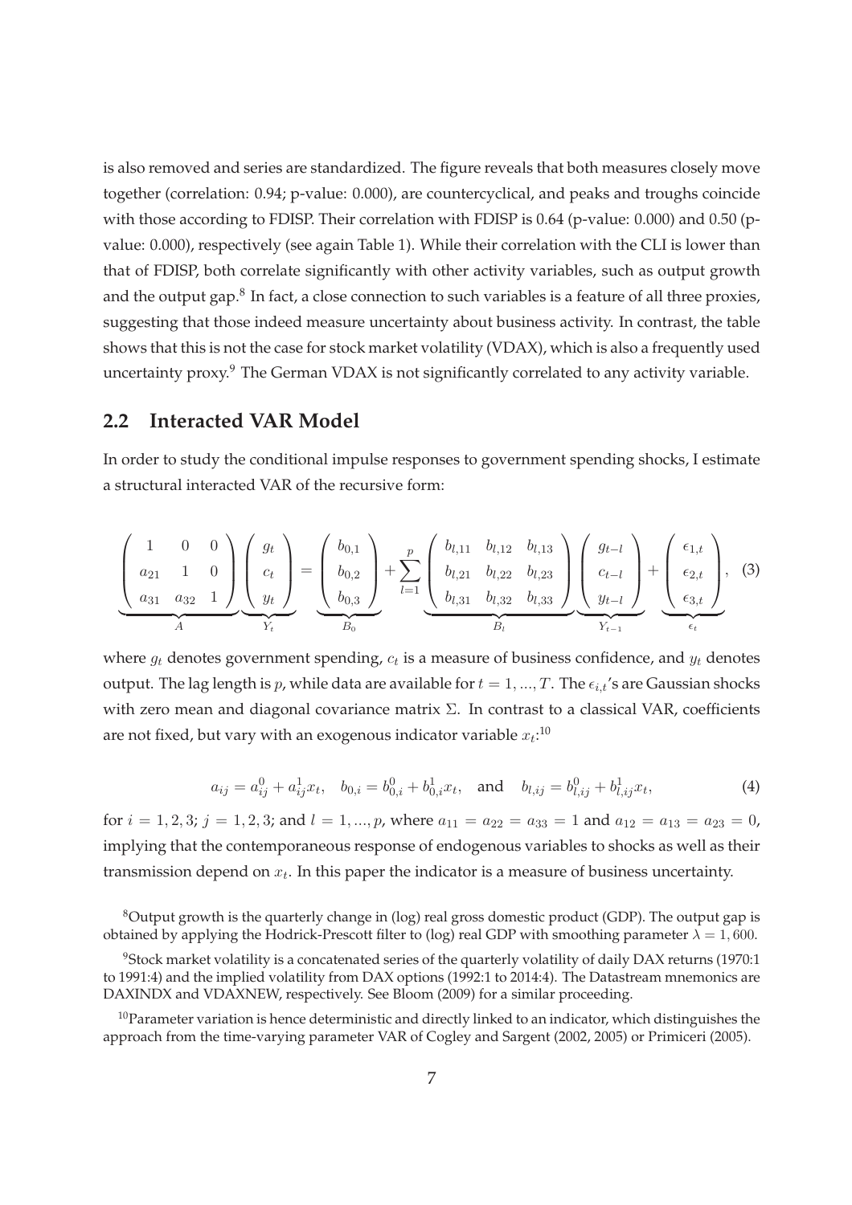is also removed and series are standardized. The figure reveals that both measures closely move together (correlation: 0.94; p-value: 0.000), are countercyclical, and peaks and troughs coincide with those according to FDISP. Their correlation with FDISP is 0.64 (p-value: 0.000) and 0.50 (p-value: 0.000), respectively (see again Table 1). While their correlation with the CLI is lower than that of FDISP, both correlate significantly with other activity variables, such as output growth and the output gap.[8] In fact, a close connection to such variables is a feature of all three proxies, suggesting that those indeed measure uncertainty about business activity. In contrast, the table shows that this is not the case for stock market volatility (VDAX), which is also a frequently used uncertainty proxy.[9] The German VDAX is not significantly correlated to any activity variable.

## 2.2 Interacted VAR Model

In order to study the conditional impulse responses to government spending shocks, I estimate a structural interacted VAR of the recursive form:

$$\underbrace{\begin{pmatrix} 1 & 0 & 0 \\ a_{21} & 1 & 0 \\ a_{31} & a_{32} & 1 \end{pmatrix}}_{A} \underbrace{\begin{pmatrix} g_t \\ c_t \\ y_t \end{pmatrix}}_{Y_t} = \underbrace{\begin{pmatrix} b_{0,1} \\ b_{0,2} \\ b_{0,3} \end{pmatrix}}_{B_0} + \sum_{l=1}^{p} \underbrace{\begin{pmatrix} b_{l,11} & b_{l,12} & b_{l,13} \\ b_{l,21} & b_{l,22} & b_{l,23} \\ b_{l,31} & b_{l,32} & b_{l,33} \end{pmatrix}}_{B_l} \underbrace{\begin{pmatrix} g_{t-l} \\ c_{t-l} \\ y_{t-l} \end{pmatrix}}_{Y_{t-1}} + \underbrace{\begin{pmatrix} \epsilon_{1,t} \\ \epsilon_{2,t} \\ \epsilon_{3,t} \end{pmatrix}}_{\epsilon_t}, \quad (3)$$

where $g_t$ denotes government spending, $c_t$ is a measure of business confidence, and $y_t$ denotes output. The lag length is $p$, while data are available for $t = 1, ..., T$. The $\epsilon_{i,t}$'s are Gaussian shocks with zero mean and diagonal covariance matrix $\Sigma$. In contrast to a classical VAR, coefficients are not fixed, but vary with an exogenous indicator variable $x_t$:[10]

$$a_{ij} = a_{ij}^0 + a_{ij}^1 x_t, \quad b_{0,i} = b_{0,i}^0 + b_{0,i}^1 x_t, \quad \text{and} \quad b_{l,ij} = b_{l,ij}^0 + b_{l,ij}^1 x_t, \quad (4)$$

for $i = 1, 2, 3$; $j = 1, 2, 3$; and $l = 1, ..., p$, where $a_{11} = a_{22} = a_{33} = 1$ and $a_{12} = a_{13} = a_{23} = 0$, implying that the contemporaneous response of endogenous variables to shocks as well as their transmission depend on $x_t$. In this paper the indicator is a measure of business uncertainty.

[8] Output growth is the quarterly change in (log) real gross domestic product (GDP). The output gap is obtained by applying the Hodrick-Prescott filter to (log) real GDP with smoothing parameter $\lambda = 1,600$.

[9] Stock market volatility is a concatenated series of the quarterly volatility of daily DAX returns (1970:1 to 1991:4) and the implied volatility from DAX options (1992:1 to 2014:4). The Datastream mnemonics are DAXINDX and VDAXNEW, respectively. See Bloom (2009) for a similar proceeding.

[10] Parameter variation is hence deterministic and directly linked to an indicator, which distinguishes the approach from the time-varying parameter VAR of Cogley and Sargent (2002, 2005) or Primiceri (2005).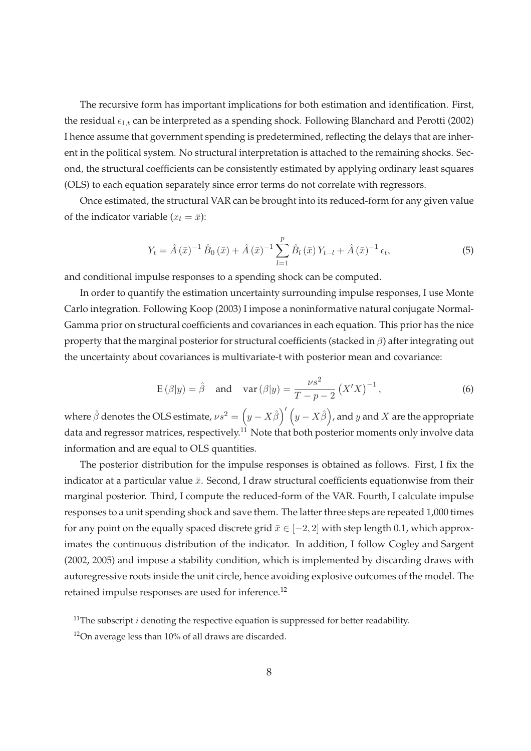The recursive form has important implications for both estimation and identification. First, the residual $\epsilon_{1,t}$ can be interpreted as a spending shock. Following Blanchard and Perotti (2002) I hence assume that government spending is predetermined, reflecting the delays that are inherent in the political system. No structural interpretation is attached to the remaining shocks. Second, the structural coefficients can be consistently estimated by applying ordinary least squares (OLS) to each equation separately since error terms do not correlate with regressors.

Once estimated, the structural VAR can be brought into its reduced-form for any given value of the indicator variable ($x_t = \bar{x}$):

$$Y_t = \hat{A}(\bar{x})^{-1} \hat{B}_0(\bar{x}) + \hat{A}(\bar{x})^{-1} \sum_{l=1}^{p} \hat{B}_l(\bar{x}) Y_{t-l} + \hat{A}(\bar{x})^{-1} \epsilon_t, \tag{5}$$

and conditional impulse responses to a spending shock can be computed.

In order to quantify the estimation uncertainty surrounding impulse responses, I use Monte Carlo integration. Following Koop (2003) I impose a noninformative natural conjugate Normal-Gamma prior on structural coefficients and covariances in each equation. This prior has the nice property that the marginal posterior for structural coefficients (stacked in $\beta$) after integrating out the uncertainty about covariances is multivariate-t with posterior mean and covariance:

$$\mathrm{E}(\beta|y) = \hat{\beta} \quad \text{and} \quad \mathrm{var}(\beta|y) = \frac{\nu s^2}{T-p-2}\left(X'X\right)^{-1}, \tag{6}$$

where $\hat{\beta}$ denotes the OLS estimate, $\nu s^2 = \left(y - X\hat{\beta}\right)'\left(y - X\hat{\beta}\right)$, and $y$ and $X$ are the appropriate data and regressor matrices, respectively.[11] Note that both posterior moments only involve data information and are equal to OLS quantities.

The posterior distribution for the impulse responses is obtained as follows. First, I fix the indicator at a particular value $\bar{x}$. Second, I draw structural coefficients equationwise from their marginal posterior. Third, I compute the reduced-form of the VAR. Fourth, I calculate impulse responses to a unit spending shock and save them. The latter three steps are repeated 1,000 times for any point on the equally spaced discrete grid $\bar{x} \in [-2, 2]$ with step length 0.1, which approximates the continuous distribution of the indicator. In addition, I follow Cogley and Sargent (2002, 2005) and impose a stability condition, which is implemented by discarding draws with autoregressive roots inside the unit circle, hence avoiding explosive outcomes of the model. The retained impulse responses are used for inference.[12]

[11] The subscript $i$ denoting the respective equation is suppressed for better readability.

[12] On average less than 10% of all draws are discarded.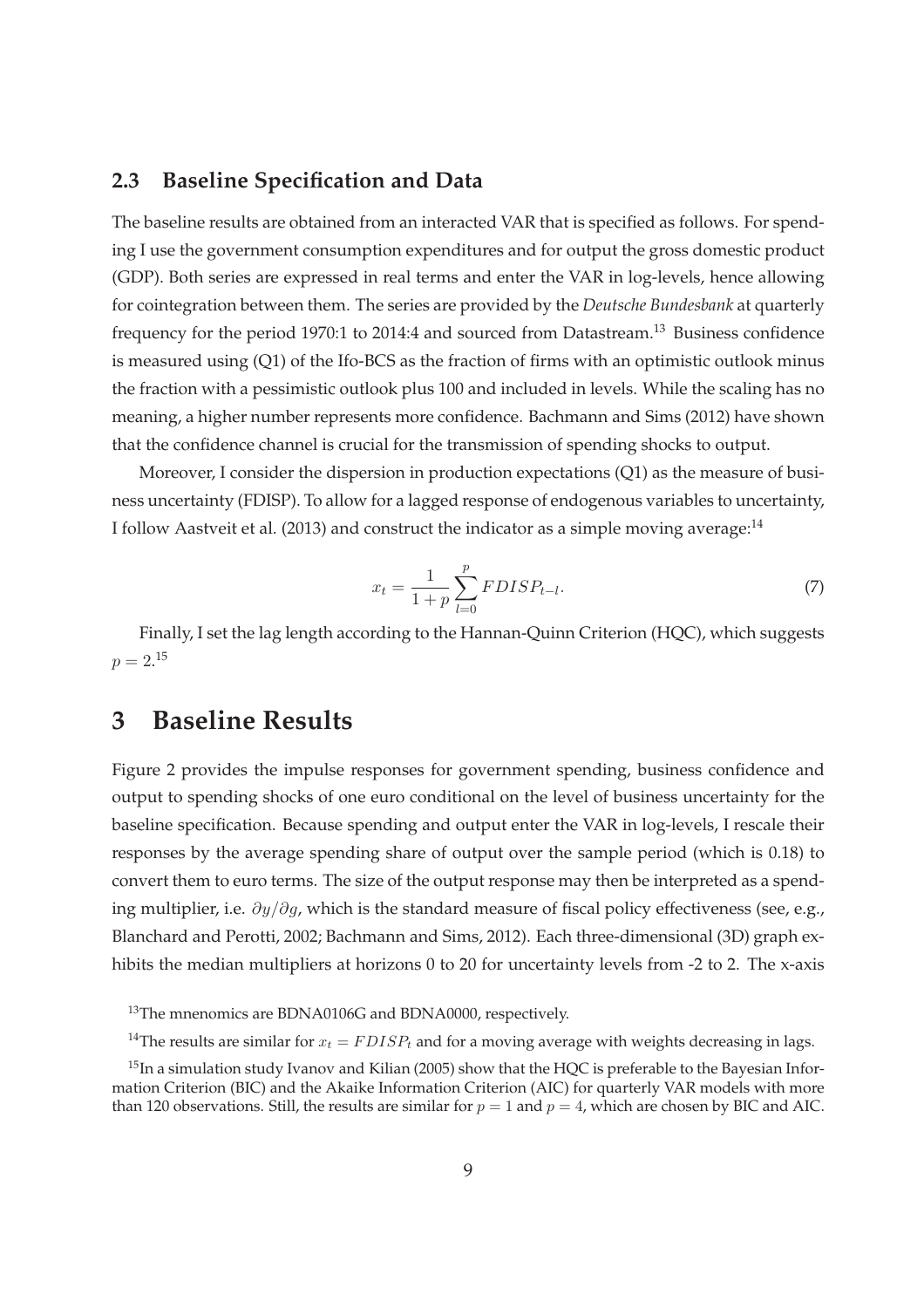### 2.3 Baseline Specification and Data

The baseline results are obtained from an interacted VAR that is specified as follows. For spending I use the government consumption expenditures and for output the gross domestic product (GDP). Both series are expressed in real terms and enter the VAR in log-levels, hence allowing for cointegration between them. The series are provided by the *Deutsche Bundesbank* at quarterly frequency for the period 1970:1 to 2014:4 and sourced from Datastream.[13] Business confidence is measured using (Q1) of the Ifo-BCS as the fraction of firms with an optimistic outlook minus the fraction with a pessimistic outlook plus 100 and included in levels. While the scaling has no meaning, a higher number represents more confidence. Bachmann and Sims (2012) have shown that the confidence channel is crucial for the transmission of spending shocks to output.

Moreover, I consider the dispersion in production expectations (Q1) as the measure of business uncertainty (FDISP). To allow for a lagged response of endogenous variables to uncertainty, I follow Aastveit et al. (2013) and construct the indicator as a simple moving average:[14]

$$x_t = \frac{1}{1+p} \sum_{l=0}^{p} FDISP_{t-l}. \tag{7}$$

Finally, I set the lag length according to the Hannan-Quinn Criterion (HQC), which suggests $p = 2$.[15]

# 3 Baseline Results

Figure 2 provides the impulse responses for government spending, business confidence and output to spending shocks of one euro conditional on the level of business uncertainty for the baseline specification. Because spending and output enter the VAR in log-levels, I rescale their responses by the average spending share of output over the sample period (which is 0.18) to convert them to euro terms. The size of the output response may then be interpreted as a spending multiplier, i.e. $\partial y / \partial g$, which is the standard measure of fiscal policy effectiveness (see, e.g., Blanchard and Perotti, 2002; Bachmann and Sims, 2012). Each three-dimensional (3D) graph exhibits the median multipliers at horizons 0 to 20 for uncertainty levels from -2 to 2. The x-axis

[13] The mnenomics are BDNA0106G and BDNA0000, respectively.

[14] The results are similar for $x_t = FDISP_t$ and for a moving average with weights decreasing in lags.

[15] In a simulation study Ivanov and Kilian (2005) show that the HQC is preferable to the Bayesian Information Criterion (BIC) and the Akaike Information Criterion (AIC) for quarterly VAR models with more than 120 observations. Still, the results are similar for $p = 1$ and $p = 4$, which are chosen by BIC and AIC.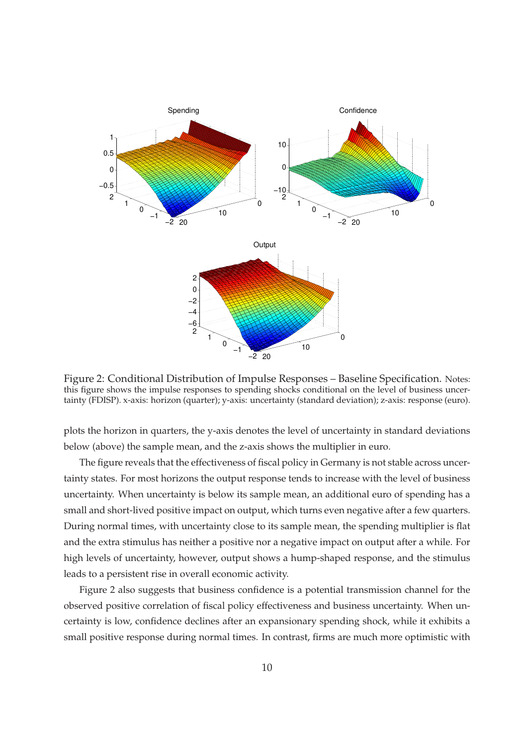Figure 2: Conditional Distribution of Impulse Responses – Baseline Specification. Notes: this figure shows the impulse responses to spending shocks conditional on the level of business uncertainty (FDISP). x-axis: horizon (quarter); y-axis: uncertainty (standard deviation); z-axis: response (euro).

plots the horizon in quarters, the y-axis denotes the level of uncertainty in standard deviations below (above) the sample mean, and the z-axis shows the multiplier in euro.

The figure reveals that the effectiveness of fiscal policy in Germany is not stable across uncertainty states. For most horizons the output response tends to increase with the level of business uncertainty. When uncertainty is below its sample mean, an additional euro of spending has a small and short-lived positive impact on output, which turns even negative after a few quarters. During normal times, with uncertainty close to its sample mean, the spending multiplier is flat and the extra stimulus has neither a positive nor a negative impact on output after a while. For high levels of uncertainty, however, output shows a hump-shaped response, and the stimulus leads to a persistent rise in overall economic activity.

Figure 2 also suggests that business confidence is a potential transmission channel for the observed positive correlation of fiscal policy effectiveness and business uncertainty. When uncertainty is low, confidence declines after an expansionary spending shock, while it exhibits a small positive response during normal times. In contrast, firms are much more optimistic with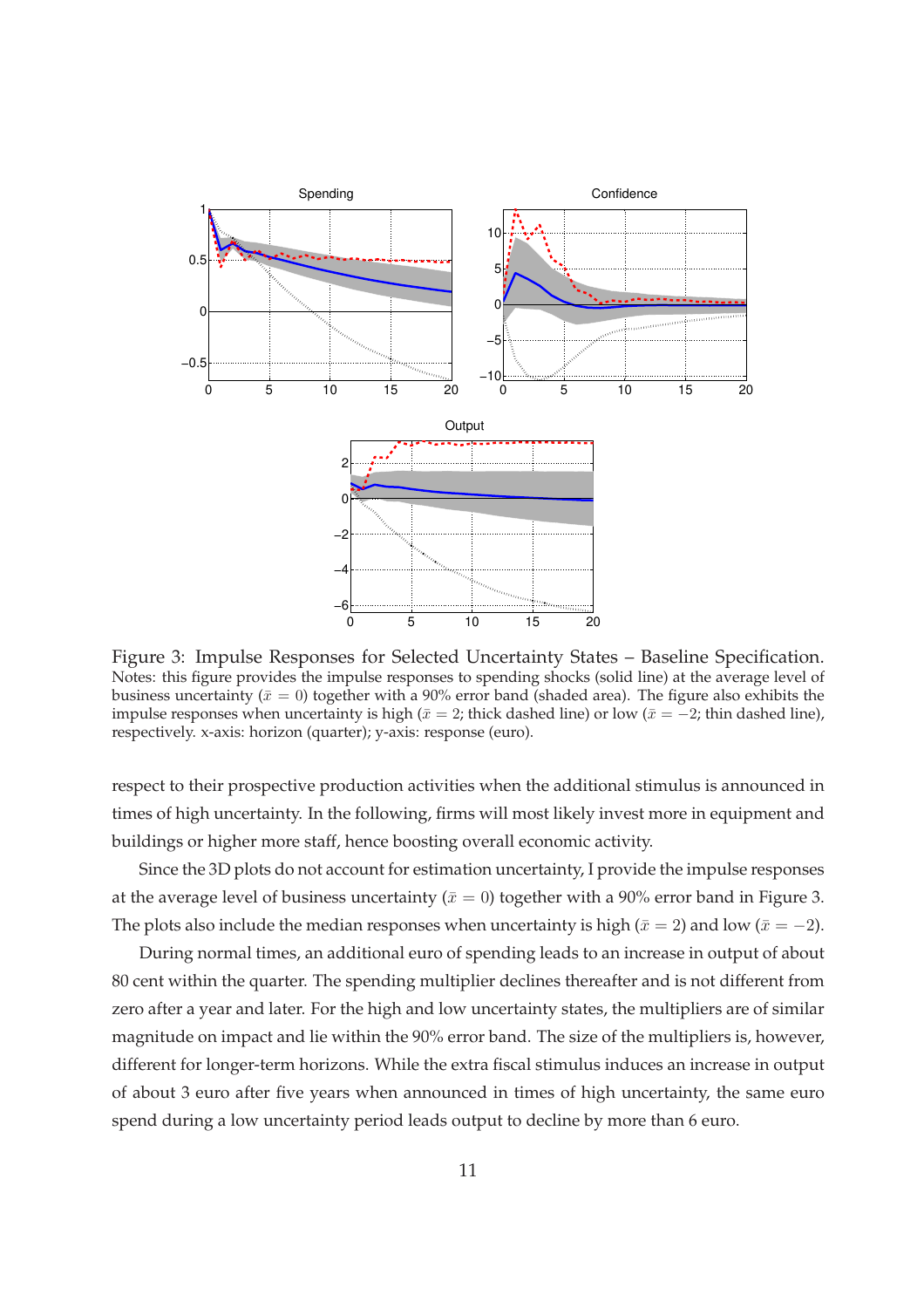Figure 3: Impulse Responses for Selected Uncertainty States – Baseline Specification.
Notes: this figure provides the impulse responses to spending shocks (solid line) at the average level of business uncertainty ($\bar{x} = 0$) together with a 90% error band (shaded area). The figure also exhibits the impulse responses when uncertainty is high ($\bar{x} = 2$; thick dashed line) or low ($\bar{x} = -2$; thin dashed line), respectively. x-axis: horizon (quarter); y-axis: response (euro).

respect to their prospective production activities when the additional stimulus is announced in times of high uncertainty. In the following, firms will most likely invest more in equipment and buildings or higher more staff, hence boosting overall economic activity.

Since the 3D plots do not account for estimation uncertainty, I provide the impulse responses at the average level of business uncertainty ($\bar{x} = 0$) together with a 90% error band in Figure 3. The plots also include the median responses when uncertainty is high ($\bar{x} = 2$) and low ($\bar{x} = -2$).

During normal times, an additional euro of spending leads to an increase in output of about 80 cent within the quarter. The spending multiplier declines thereafter and is not different from zero after a year and later. For the high and low uncertainty states, the multipliers are of similar magnitude on impact and lie within the 90% error band. The size of the multipliers is, however, different for longer-term horizons. While the extra fiscal stimulus induces an increase in output of about 3 euro after five years when announced in times of high uncertainty, the same euro spend during a low uncertainty period leads output to decline by more than 6 euro.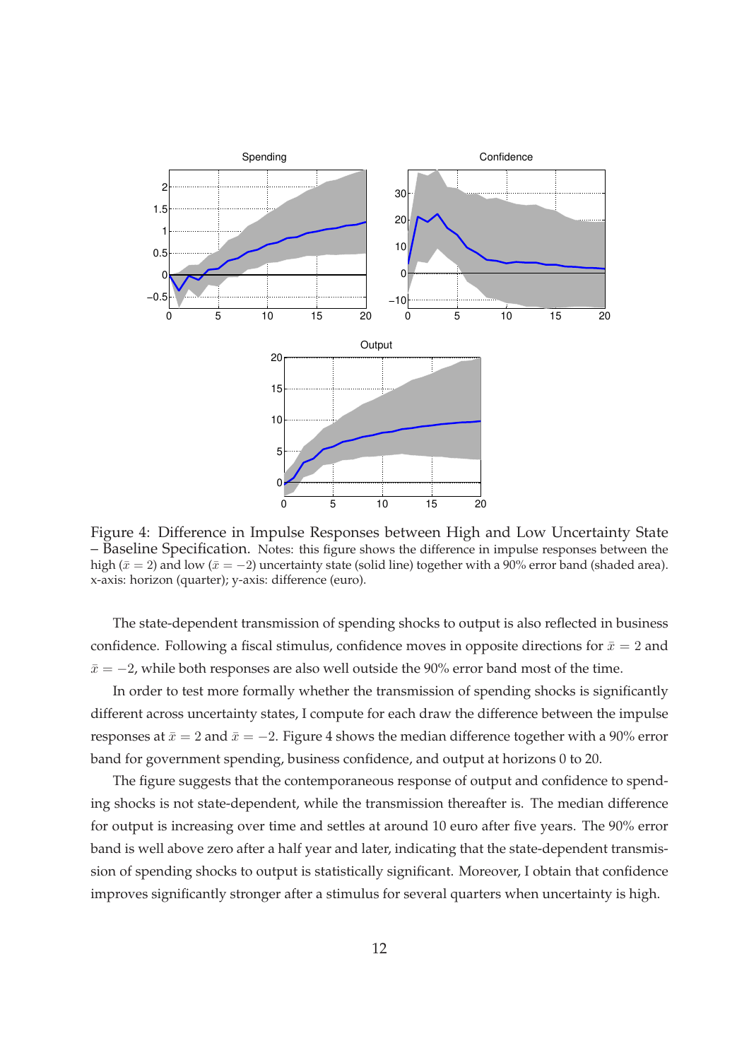Figure 4: Difference in Impulse Responses between High and Low Uncertainty State – Baseline Specification. Notes: this figure shows the difference in impulse responses between the high ($\bar{x} = 2$) and low ($\bar{x} = -2$) uncertainty state (solid line) together with a 90% error band (shaded area). x-axis: horizon (quarter); y-axis: difference (euro).

The state-dependent transmission of spending shocks to output is also reflected in business confidence. Following a fiscal stimulus, confidence moves in opposite directions for $\bar{x} = 2$ and $\bar{x} = -2$, while both responses are also well outside the 90% error band most of the time.

In order to test more formally whether the transmission of spending shocks is significantly different across uncertainty states, I compute for each draw the difference between the impulse responses at $\bar{x} = 2$ and $\bar{x} = -2$. Figure 4 shows the median difference together with a 90% error band for government spending, business confidence, and output at horizons 0 to 20.

The figure suggests that the contemporaneous response of output and confidence to spending shocks is not state-dependent, while the transmission thereafter is. The median difference for output is increasing over time and settles at around 10 euro after five years. The 90% error band is well above zero after a half year and later, indicating that the state-dependent transmission of spending shocks to output is statistically significant. Moreover, I obtain that confidence improves significantly stronger after a stimulus for several quarters when uncertainty is high.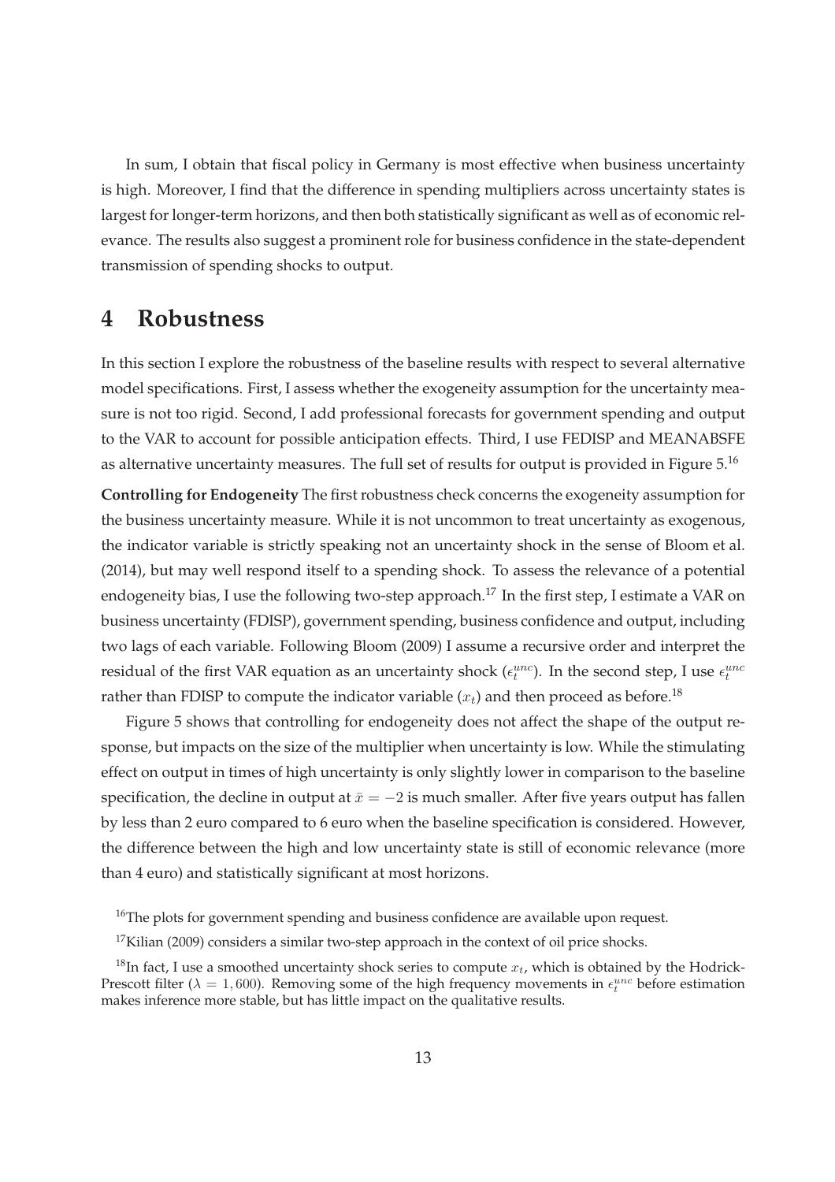In sum, I obtain that fiscal policy in Germany is most effective when business uncertainty is high. Moreover, I find that the difference in spending multipliers across uncertainty states is largest for longer-term horizons, and then both statistically significant as well as of economic relevance. The results also suggest a prominent role for business confidence in the state-dependent transmission of spending shocks to output.

# 4 Robustness

In this section I explore the robustness of the baseline results with respect to several alternative model specifications. First, I assess whether the exogeneity assumption for the uncertainty measure is not too rigid. Second, I add professional forecasts for government spending and output to the VAR to account for possible anticipation effects. Third, I use FEDISP and MEANABSFE as alternative uncertainty measures. The full set of results for output is provided in Figure 5.[16]

**Controlling for Endogeneity** The first robustness check concerns the exogeneity assumption for the business uncertainty measure. While it is not uncommon to treat uncertainty as exogenous, the indicator variable is strictly speaking not an uncertainty shock in the sense of Bloom et al. (2014), but may well respond itself to a spending shock. To assess the relevance of a potential endogeneity bias, I use the following two-step approach.[17] In the first step, I estimate a VAR on business uncertainty (FDISP), government spending, business confidence and output, including two lags of each variable. Following Bloom (2009) I assume a recursive order and interpret the residual of the first VAR equation as an uncertainty shock ($\epsilon_t^{unc}$). In the second step, I use $\epsilon_t^{unc}$ rather than FDISP to compute the indicator variable ($x_t$) and then proceed as before.[18]

Figure 5 shows that controlling for endogeneity does not affect the shape of the output response, but impacts on the size of the multiplier when uncertainty is low. While the stimulating effect on output in times of high uncertainty is only slightly lower in comparison to the baseline specification, the decline in output at $\bar{x} = -2$ is much smaller. After five years output has fallen by less than 2 euro compared to 6 euro when the baseline specification is considered. However, the difference between the high and low uncertainty state is still of economic relevance (more than 4 euro) and statistically significant at most horizons.

[16] The plots for government spending and business confidence are available upon request.

[17] Kilian (2009) considers a similar two-step approach in the context of oil price shocks.

[18] In fact, I use a smoothed uncertainty shock series to compute $x_t$, which is obtained by the Hodrick-Prescott filter ($\lambda = 1,600$). Removing some of the high frequency movements in $\epsilon_t^{unc}$ before estimation makes inference more stable, but has little impact on the qualitative results.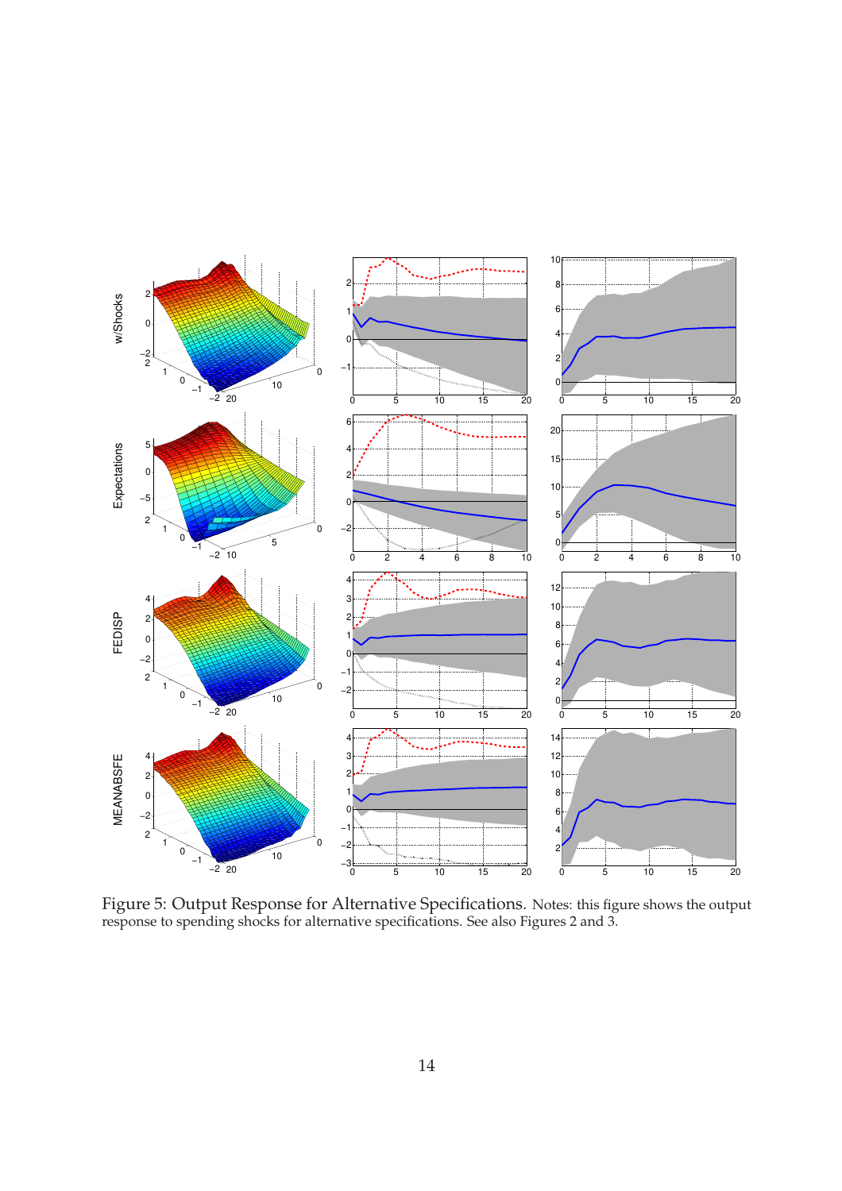Figure 5: Output Response for Alternative Specifications. Notes: this figure shows the output response to spending shocks for alternative specifications. See also Figures 2 and 3.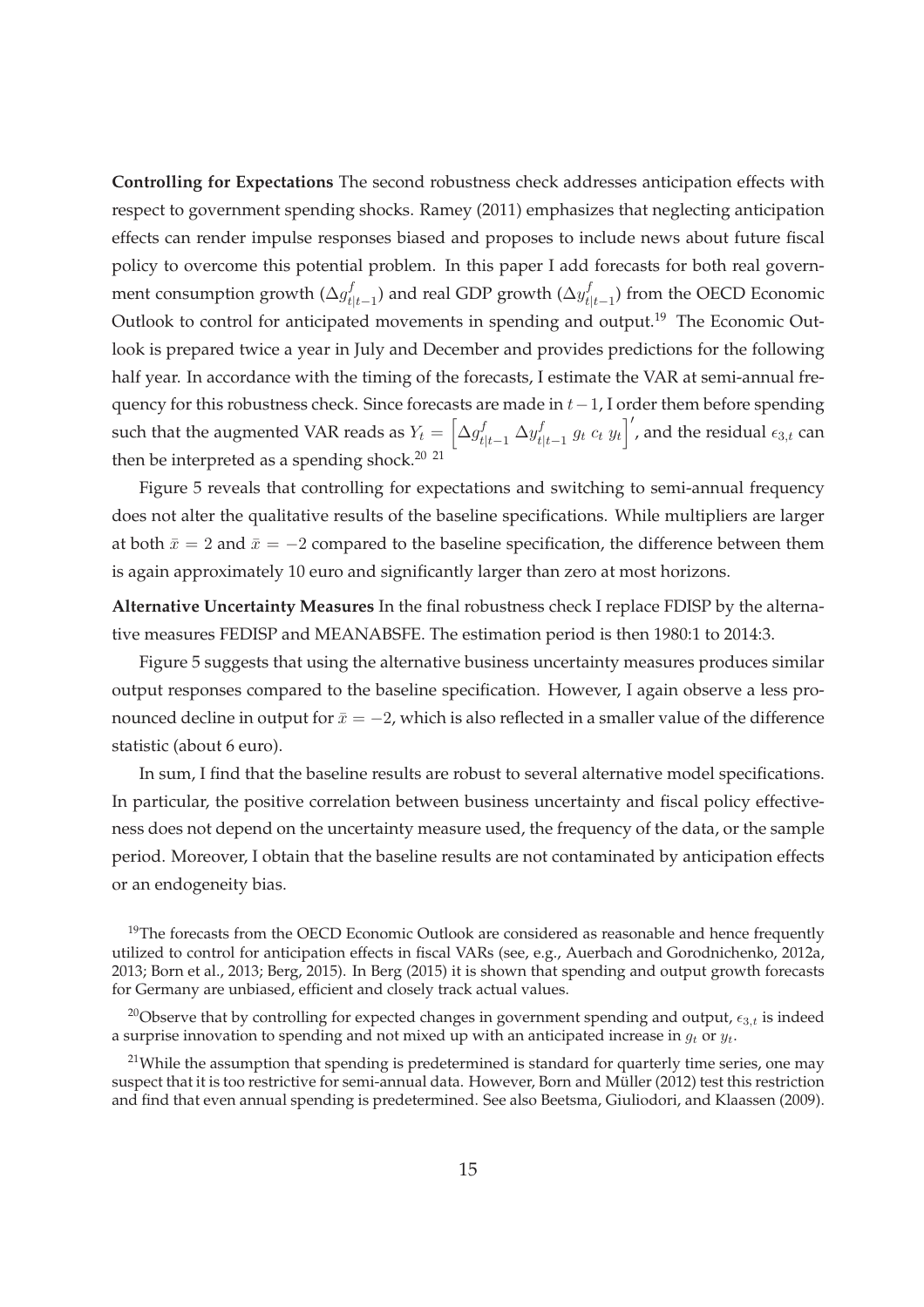**Controlling for Expectations** The second robustness check addresses anticipation effects with respect to government spending shocks. Ramey (2011) emphasizes that neglecting anticipation effects can render impulse responses biased and proposes to include news about future fiscal policy to overcome this potential problem. In this paper I add forecasts for both real government consumption growth ($\Delta g^f_{t|t-1}$) and real GDP growth ($\Delta y^f_{t|t-1}$) from the OECD Economic Outlook to control for anticipated movements in spending and output.[19] The Economic Outlook is prepared twice a year in July and December and provides predictions for the following half year. In accordance with the timing of the forecasts, I estimate the VAR at semi-annual frequency for this robustness check. Since forecasts are made in $t-1$, I order them before spending such that the augmented VAR reads as $Y_t = \left[\Delta g^f_{t|t-1} \; \Delta y^f_{t|t-1} \; g_t \; c_t \; y_t\right]'$, and the residual $\epsilon_{3,t}$ can then be interpreted as a spending shock.[20] [21]

Figure 5 reveals that controlling for expectations and switching to semi-annual frequency does not alter the qualitative results of the baseline specifications. While multipliers are larger at both $\bar{x} = 2$ and $\bar{x} = -2$ compared to the baseline specification, the difference between them is again approximately 10 euro and significantly larger than zero at most horizons.

**Alternative Uncertainty Measures** In the final robustness check I replace FDISP by the alternative measures FEDISP and MEANABSFE. The estimation period is then 1980:1 to 2014:3.

Figure 5 suggests that using the alternative business uncertainty measures produces similar output responses compared to the baseline specification. However, I again observe a less pronounced decline in output for $\bar{x} = -2$, which is also reflected in a smaller value of the difference statistic (about 6 euro).

In sum, I find that the baseline results are robust to several alternative model specifications. In particular, the positive correlation between business uncertainty and fiscal policy effectiveness does not depend on the uncertainty measure used, the frequency of the data, or the sample period. Moreover, I obtain that the baseline results are not contaminated by anticipation effects or an endogeneity bias.

[19] The forecasts from the OECD Economic Outlook are considered as reasonable and hence frequently utilized to control for anticipation effects in fiscal VARs (see, e.g., Auerbach and Gorodnichenko, 2012a, 2013; Born et al., 2013; Berg, 2015). In Berg (2015) it is shown that spending and output growth forecasts for Germany are unbiased, efficient and closely track actual values.

[20] Observe that by controlling for expected changes in government spending and output, $\epsilon_{3,t}$ is indeed a surprise innovation to spending and not mixed up with an anticipated increase in $g_t$ or $y_t$.

[21] While the assumption that spending is predetermined is standard for quarterly time series, one may suspect that it is too restrictive for semi-annual data. However, Born and Müller (2012) test this restriction and find that even annual spending is predetermined. See also Beetsma, Giuliodori, and Klaassen (2009).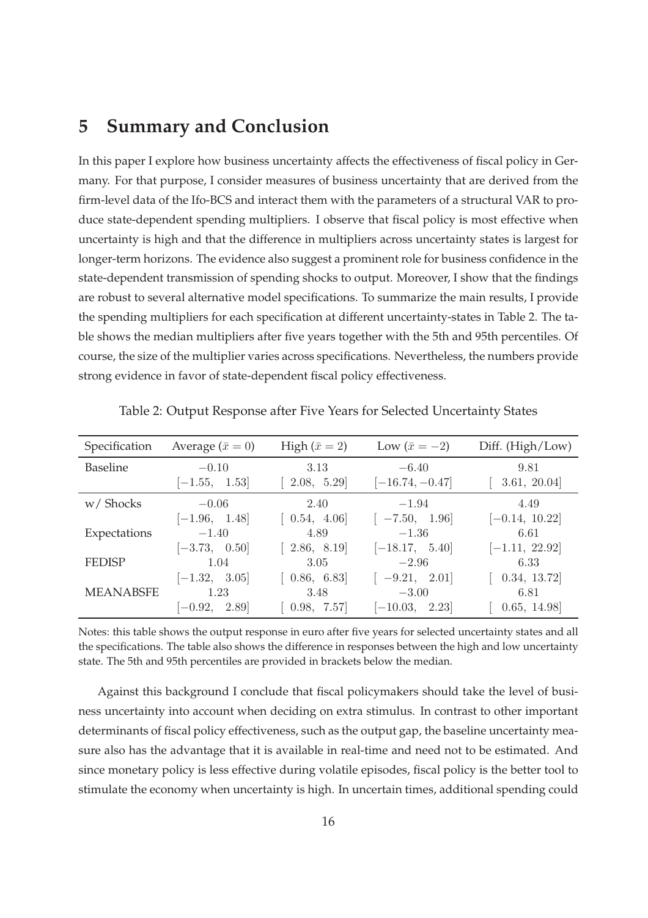## 5 Summary and Conclusion

In this paper I explore how business uncertainty affects the effectiveness of fiscal policy in Germany. For that purpose, I consider measures of business uncertainty that are derived from the firm-level data of the Ifo-BCS and interact them with the parameters of a structural VAR to produce state-dependent spending multipliers. I observe that fiscal policy is most effective when uncertainty is high and that the difference in multipliers across uncertainty states is largest for longer-term horizons. The evidence also suggest a prominent role for business confidence in the state-dependent transmission of spending shocks to output. Moreover, I show that the findings are robust to several alternative model specifications. To summarize the main results, I provide the spending multipliers for each specification at different uncertainty-states in Table 2. The table shows the median multipliers after five years together with the 5th and 95th percentiles. Of course, the size of the multiplier varies across specifications. Nevertheless, the numbers provide strong evidence in favor of state-dependent fiscal policy effectiveness.

Table 2: Output Response after Five Years for Selected Uncertainty States

| Specification | Average ($\bar{x} = 0$) | High ($\bar{x} = 2$) | Low ($\bar{x} = -2$) | Diff. (High/Low) |
|---|---|---|---|---|
| Baseline | $-0.10$ | $3.13$ | $-6.40$ | $9.81$ |
| | $[-1.55, \ 1.53]$ | $[\ 2.08, \ 5.29]$ | $[-16.74, -0.47]$ | $[\ 3.61, \ 20.04]$ |
| w/ Shocks | $-0.06$ | $2.40$ | $-1.94$ | $4.49$ |
| | $[-1.96, \ 1.48]$ | $[\ 0.54, \ 4.06]$ | $[\ -7.50, \ 1.96]$ | $[-0.14, \ 10.22]$ |
| Expectations | $-1.40$ | $4.89$ | $-1.36$ | $6.61$ |
| | $[-3.73, \ 0.50]$ | $[\ 2.86, \ 8.19]$ | $[-18.17, \ 5.40]$ | $[-1.11, \ 22.92]$ |
| FEDISP | $1.04$ | $3.05$ | $-2.96$ | $6.33$ |
| | $[-1.32, \ 3.05]$ | $[\ 0.86, \ 6.83]$ | $[\ -9.21, \ 2.01]$ | $[\ 0.34, \ 13.72]$ |
| MEANABSFE | $1.23$ | $3.48$ | $-3.00$ | $6.81$ |
| | $[-0.92, \ 2.89]$ | $[\ 0.98, \ 7.57]$ | $[-10.03, \ 2.23]$ | $[\ 0.65, \ 14.98]$ |

Notes: this table shows the output response in euro after five years for selected uncertainty states and all the specifications. The table also shows the difference in responses between the high and low uncertainty state. The 5th and 95th percentiles are provided in brackets below the median.

Against this background I conclude that fiscal policymakers should take the level of business uncertainty into account when deciding on extra stimulus. In contrast to other important determinants of fiscal policy effectiveness, such as the output gap, the baseline uncertainty measure also has the advantage that it is available in real-time and need not to be estimated. And since monetary policy is less effective during volatile episodes, fiscal policy is the better tool to stimulate the economy when uncertainty is high. In uncertain times, additional spending could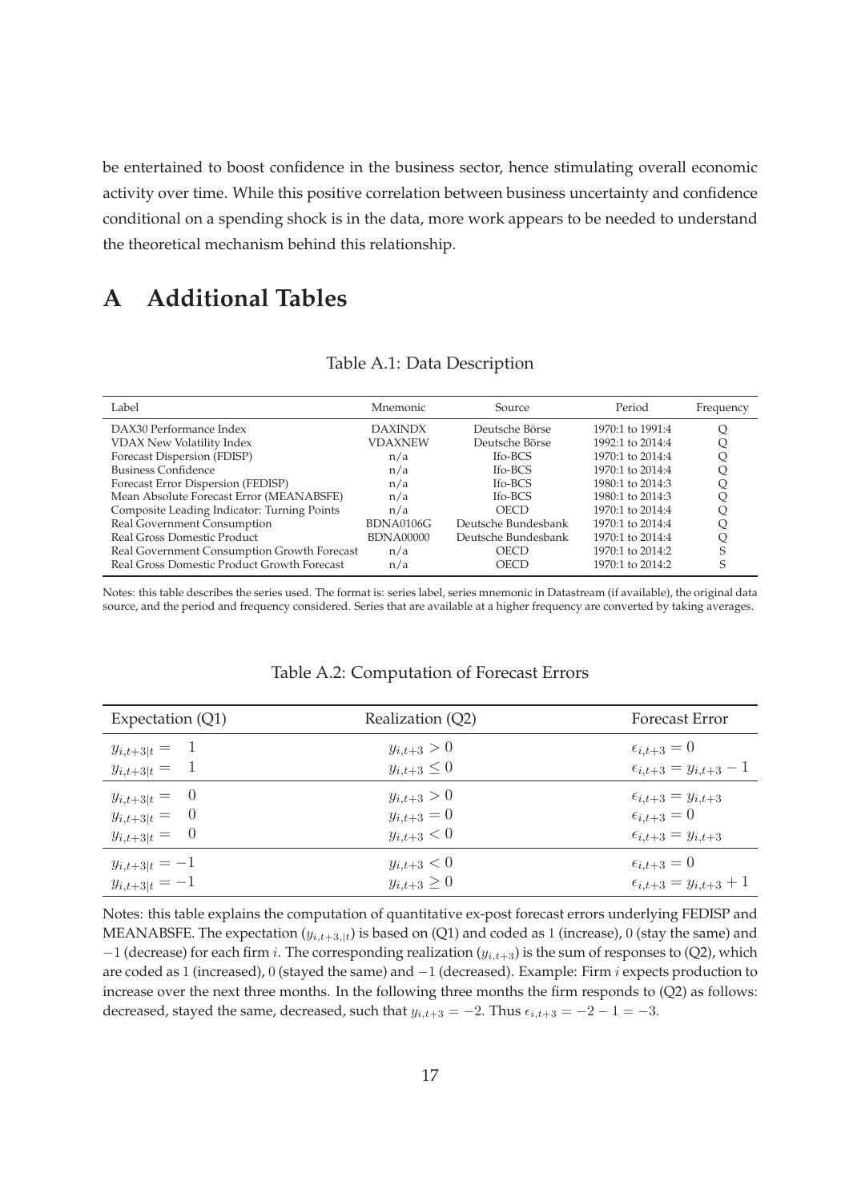be entertained to boost confidence in the business sector, hence stimulating overall economic activity over time. While this positive correlation between business uncertainty and confidence conditional on a spending shock is in the data, more work appears to be needed to understand the theoretical mechanism behind this relationship.

# A Additional Tables

Table A.1: Data Description

| Label | Mnemonic | Source | Period | Frequency |
|---|---|---|---|---|
| DAX30 Performance Index | DAXINDX | Deutsche Börse | 1970:1 to 1991:4 | Q |
| VDAX New Volatility Index | VDAXNEW | Deutsche Börse | 1992:1 to 2014:4 | Q |
| Forecast Dispersion (FDISP) | n/a | Ifo-BCS | 1970:1 to 2014:4 | Q |
| Business Confidence | n/a | Ifo-BCS | 1970:1 to 2014:4 | Q |
| Forecast Error Dispersion (FEDISP) | n/a | Ifo-BCS | 1980:1 to 2014:3 | Q |
| Mean Absolute Forecast Error (MEANABSFE) | n/a | Ifo-BCS | 1980:1 to 2014:3 | Q |
| Composite Leading Indicator: Turning Points | n/a | OECD | 1970:1 to 2014:4 | Q |
| Real Government Consumption | BDNA0106G | Deutsche Bundesbank | 1970:1 to 2014:4 | Q |
| Real Gross Domestic Product | BDNA00000 | Deutsche Bundesbank | 1970:1 to 2014:4 | Q |
| Real Government Consumption Growth Forecast | n/a | OECD | 1970:1 to 2014:2 | S |
| Real Gross Domestic Product Growth Forecast | n/a | OECD | 1970:1 to 2014:2 | S |

Notes: this table describes the series used. The format is: series label, series mnemonic in Datastream (if available), the original data source, and the period and frequency considered. Series that are available at a higher frequency are converted by taking averages.

Table A.2: Computation of Forecast Errors

| Expectation (Q1) | Realization (Q2) | Forecast Error |
|---|---|---|
| $y_{i,t+3\|t} = \;\; 1$ | $y_{i,t+3} > 0$ | $\epsilon_{i,t+3} = 0$ |
| $y_{i,t+3\|t} = \;\; 1$ | $y_{i,t+3} \leq 0$ | $\epsilon_{i,t+3} = y_{i,t+3} - 1$ |
| $y_{i,t+3\|t} = \;\; 0$ | $y_{i,t+3} > 0$ | $\epsilon_{i,t+3} = y_{i,t+3}$ |
| $y_{i,t+3\|t} = \;\; 0$ | $y_{i,t+3} = 0$ | $\epsilon_{i,t+3} = 0$ |
| $y_{i,t+3\|t} = \;\; 0$ | $y_{i,t+3} < 0$ | $\epsilon_{i,t+3} = y_{i,t+3}$ |
| $y_{i,t+3\|t} = -1$ | $y_{i,t+3} < 0$ | $\epsilon_{i,t+3} = 0$ |
| $y_{i,t+3\|t} = -1$ | $y_{i,t+3} \geq 0$ | $\epsilon_{i,t+3} = y_{i,t+3} + 1$ |

Notes: this table explains the computation of quantitative ex-post forecast errors underlying FEDISP and MEANABSFE. The expectation ($y_{i,t+3,|t}$) is based on (Q1) and coded as $1$ (increase), $0$ (stay the same) and $-1$ (decrease) for each firm $i$. The corresponding realization ($y_{i,t+3}$) is the sum of responses to (Q2), which are coded as $1$ (increased), $0$ (stayed the same) and $-1$ (decreased). Example: Firm $i$ expects production to increase over the next three months. In the following three months the firm responds to (Q2) as follows: decreased, stayed the same, decreased, such that $y_{i,t+3} = -2$. Thus $\epsilon_{i,t+3} = -2 - 1 = -3$.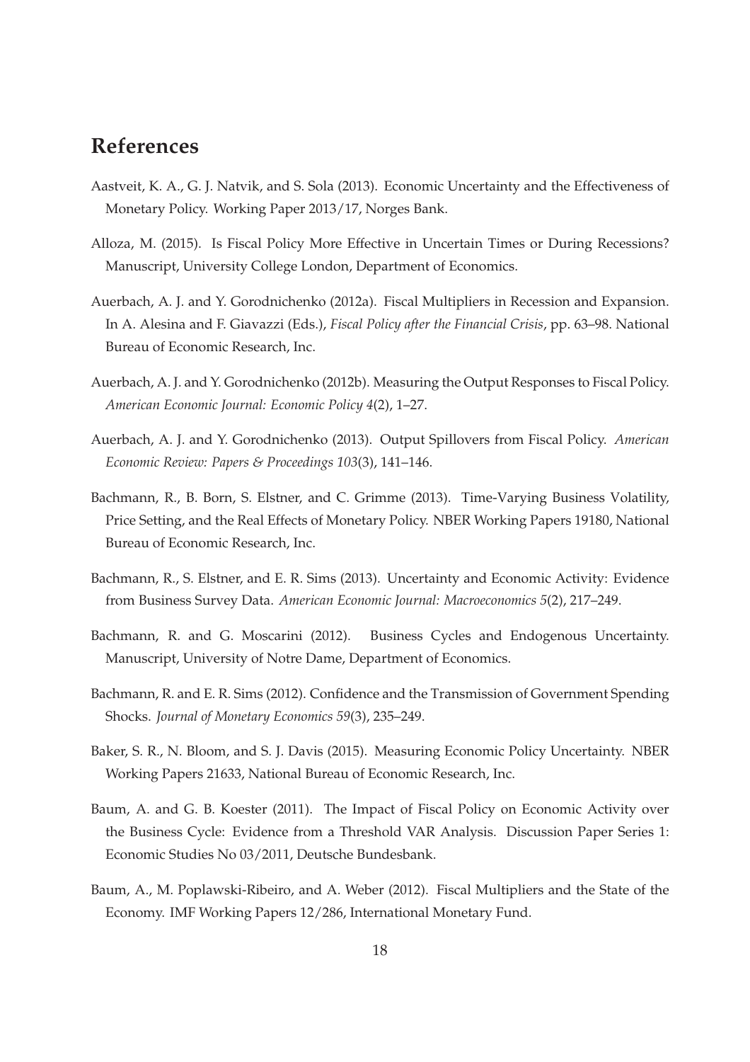# References

Aastveit, K. A., G. J. Natvik, and S. Sola (2013). Economic Uncertainty and the Effectiveness of Monetary Policy. Working Paper 2013/17, Norges Bank.

Alloza, M. (2015). Is Fiscal Policy More Effective in Uncertain Times or During Recessions? Manuscript, University College London, Department of Economics.

Auerbach, A. J. and Y. Gorodnichenko (2012a). Fiscal Multipliers in Recession and Expansion. In A. Alesina and F. Giavazzi (Eds.), *Fiscal Policy after the Financial Crisis*, pp. 63–98. National Bureau of Economic Research, Inc.

Auerbach, A. J. and Y. Gorodnichenko (2012b). Measuring the Output Responses to Fiscal Policy. *American Economic Journal: Economic Policy 4*(2), 1–27.

Auerbach, A. J. and Y. Gorodnichenko (2013). Output Spillovers from Fiscal Policy. *American Economic Review: Papers & Proceedings 103*(3), 141–146.

Bachmann, R., B. Born, S. Elstner, and C. Grimme (2013). Time-Varying Business Volatility, Price Setting, and the Real Effects of Monetary Policy. NBER Working Papers 19180, National Bureau of Economic Research, Inc.

Bachmann, R., S. Elstner, and E. R. Sims (2013). Uncertainty and Economic Activity: Evidence from Business Survey Data. *American Economic Journal: Macroeconomics 5*(2), 217–249.

Bachmann, R. and G. Moscarini (2012). Business Cycles and Endogenous Uncertainty. Manuscript, University of Notre Dame, Department of Economics.

Bachmann, R. and E. R. Sims (2012). Confidence and the Transmission of Government Spending Shocks. *Journal of Monetary Economics 59*(3), 235–249.

Baker, S. R., N. Bloom, and S. J. Davis (2015). Measuring Economic Policy Uncertainty. NBER Working Papers 21633, National Bureau of Economic Research, Inc.

Baum, A. and G. B. Koester (2011). The Impact of Fiscal Policy on Economic Activity over the Business Cycle: Evidence from a Threshold VAR Analysis. Discussion Paper Series 1: Economic Studies No 03/2011, Deutsche Bundesbank.

Baum, A., M. Poplawski-Ribeiro, and A. Weber (2012). Fiscal Multipliers and the State of the Economy. IMF Working Papers 12/286, International Monetary Fund.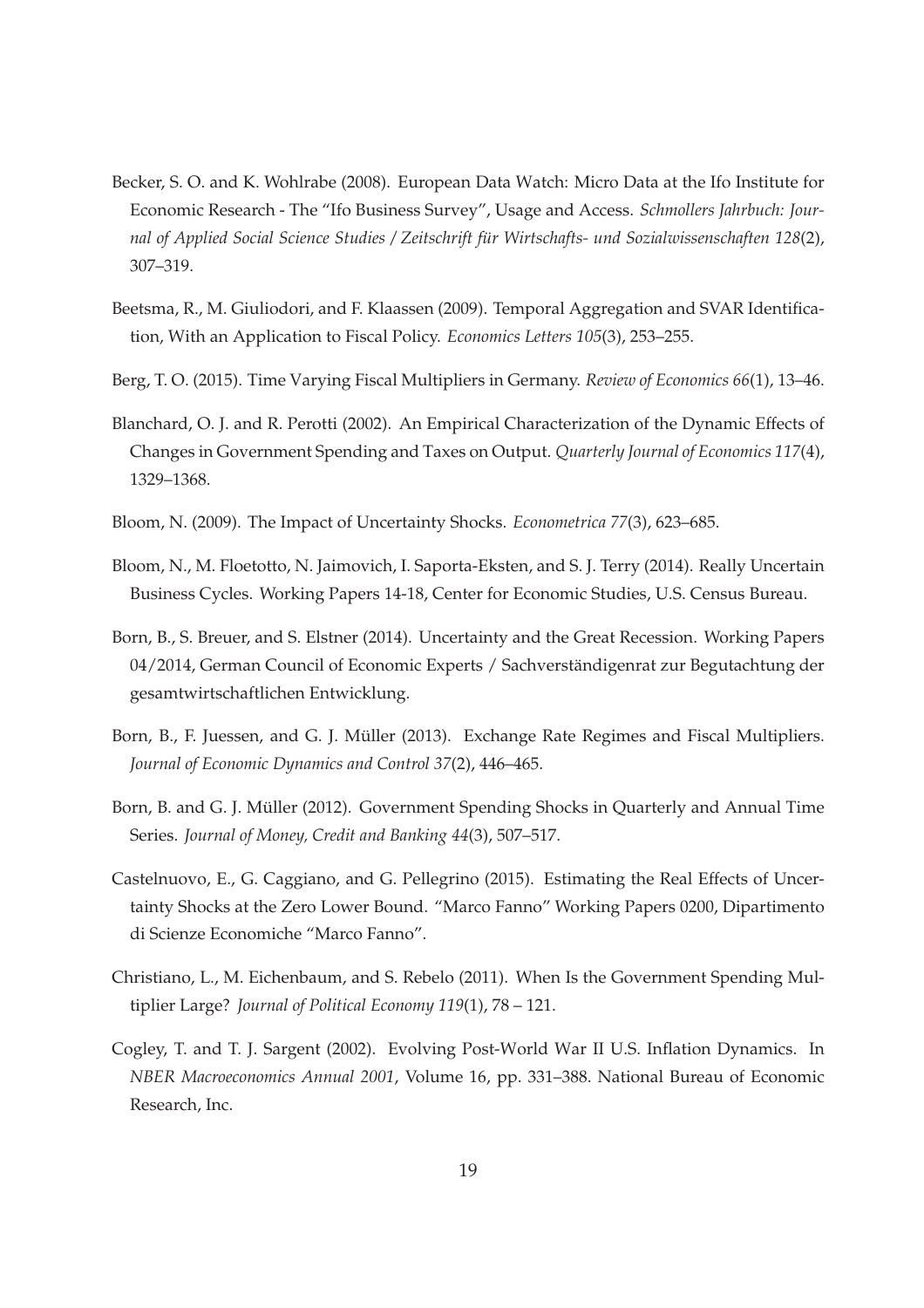Becker, S. O. and K. Wohlrabe (2008). European Data Watch: Micro Data at the Ifo Institute for Economic Research - The "Ifo Business Survey", Usage and Access. *Schmollers Jahrbuch: Journal of Applied Social Science Studies / Zeitschrift für Wirtschafts- und Sozialwissenschaften 128*(2), 307–319.

Beetsma, R., M. Giuliodori, and F. Klaassen (2009). Temporal Aggregation and SVAR Identification, With an Application to Fiscal Policy. *Economics Letters 105*(3), 253–255.

Berg, T. O. (2015). Time Varying Fiscal Multipliers in Germany. *Review of Economics 66*(1), 13–46.

Blanchard, O. J. and R. Perotti (2002). An Empirical Characterization of the Dynamic Effects of Changes in Government Spending and Taxes on Output. *Quarterly Journal of Economics 117*(4), 1329–1368.

Bloom, N. (2009). The Impact of Uncertainty Shocks. *Econometrica 77*(3), 623–685.

Bloom, N., M. Floetotto, N. Jaimovich, I. Saporta-Eksten, and S. J. Terry (2014). Really Uncertain Business Cycles. Working Papers 14-18, Center for Economic Studies, U.S. Census Bureau.

Born, B., S. Breuer, and S. Elstner (2014). Uncertainty and the Great Recession. Working Papers 04/2014, German Council of Economic Experts / Sachverständigenrat zur Begutachtung der gesamtwirtschaftlichen Entwicklung.

Born, B., F. Juessen, and G. J. Müller (2013). Exchange Rate Regimes and Fiscal Multipliers. *Journal of Economic Dynamics and Control 37*(2), 446–465.

Born, B. and G. J. Müller (2012). Government Spending Shocks in Quarterly and Annual Time Series. *Journal of Money, Credit and Banking 44*(3), 507–517.

Castelnuovo, E., G. Caggiano, and G. Pellegrino (2015). Estimating the Real Effects of Uncertainty Shocks at the Zero Lower Bound. "Marco Fanno" Working Papers 0200, Dipartimento di Scienze Economiche "Marco Fanno".

Christiano, L., M. Eichenbaum, and S. Rebelo (2011). When Is the Government Spending Multiplier Large? *Journal of Political Economy 119*(1), 78 – 121.

Cogley, T. and T. J. Sargent (2002). Evolving Post-World War II U.S. Inflation Dynamics. In *NBER Macroeconomics Annual 2001*, Volume 16, pp. 331–388. National Bureau of Economic Research, Inc.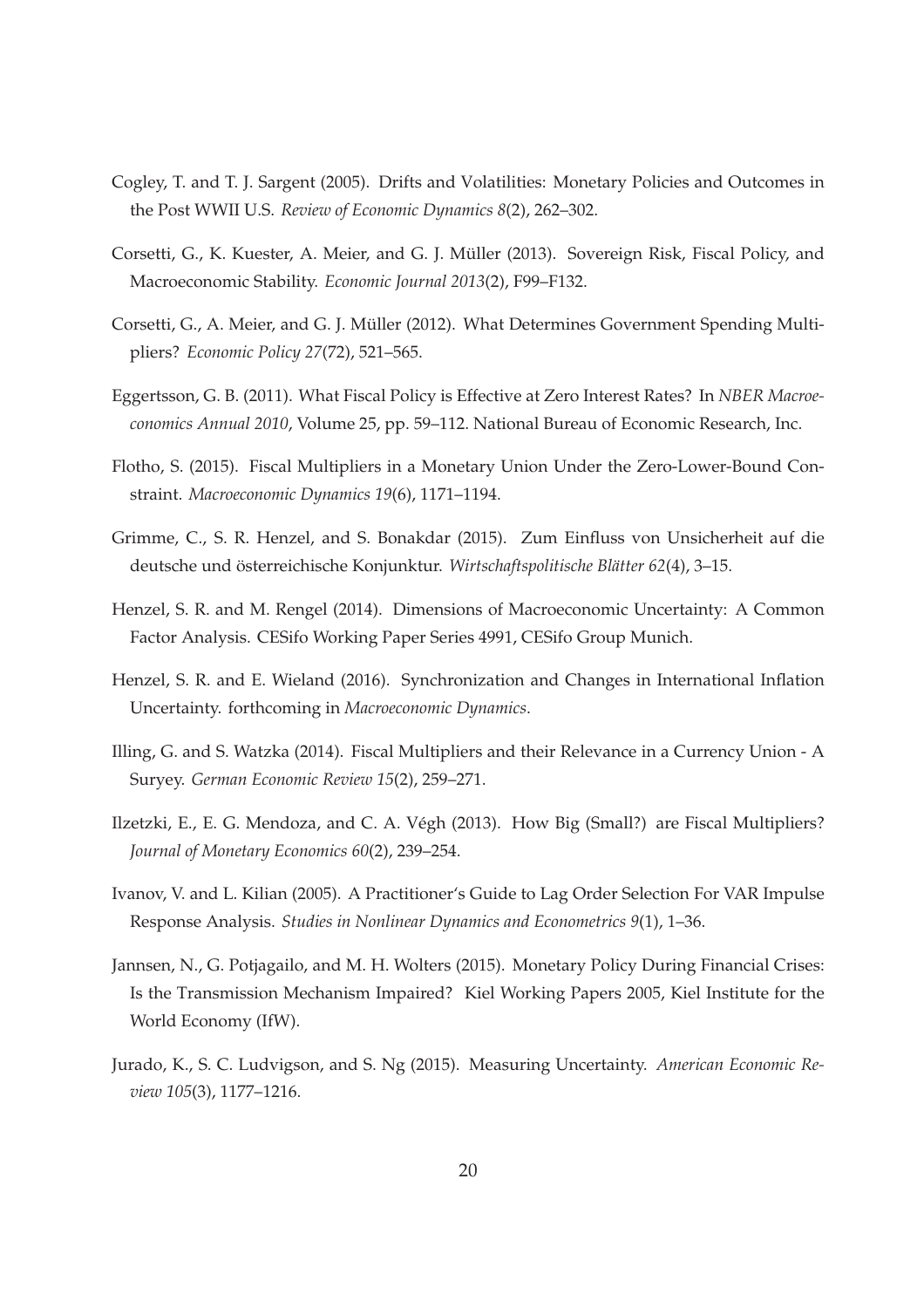Cogley, T. and T. J. Sargent (2005). Drifts and Volatilities: Monetary Policies and Outcomes in the Post WWII U.S. *Review of Economic Dynamics 8*(2), 262–302.

Corsetti, G., K. Kuester, A. Meier, and G. J. Müller (2013). Sovereign Risk, Fiscal Policy, and Macroeconomic Stability. *Economic Journal 2013*(2), F99–F132.

Corsetti, G., A. Meier, and G. J. Müller (2012). What Determines Government Spending Multipliers? *Economic Policy 27*(72), 521–565.

Eggertsson, G. B. (2011). What Fiscal Policy is Effective at Zero Interest Rates? In *NBER Macroeconomics Annual 2010*, Volume 25, pp. 59–112. National Bureau of Economic Research, Inc.

Flotho, S. (2015). Fiscal Multipliers in a Monetary Union Under the Zero-Lower-Bound Constraint. *Macroeconomic Dynamics 19*(6), 1171–1194.

Grimme, C., S. R. Henzel, and S. Bonakdar (2015). Zum Einfluss von Unsicherheit auf die deutsche und österreichische Konjunktur. *Wirtschaftspolitische Blätter 62*(4), 3–15.

Henzel, S. R. and M. Rengel (2014). Dimensions of Macroeconomic Uncertainty: A Common Factor Analysis. CESifo Working Paper Series 4991, CESifo Group Munich.

Henzel, S. R. and E. Wieland (2016). Synchronization and Changes in International Inflation Uncertainty. forthcoming in *Macroeconomic Dynamics*.

Illing, G. and S. Watzka (2014). Fiscal Multipliers and their Relevance in a Currency Union - A Suryey. *German Economic Review 15*(2), 259–271.

Ilzetzki, E., E. G. Mendoza, and C. A. Végh (2013). How Big (Small?) are Fiscal Multipliers? *Journal of Monetary Economics 60*(2), 239–254.

Ivanov, V. and L. Kilian (2005). A Practitioner's Guide to Lag Order Selection For VAR Impulse Response Analysis. *Studies in Nonlinear Dynamics and Econometrics 9*(1), 1–36.

Jannsen, N., G. Potjagailo, and M. H. Wolters (2015). Monetary Policy During Financial Crises: Is the Transmission Mechanism Impaired? Kiel Working Papers 2005, Kiel Institute for the World Economy (IfW).

Jurado, K., S. C. Ludvigson, and S. Ng (2015). Measuring Uncertainty. *American Economic Review 105*(3), 1177–1216.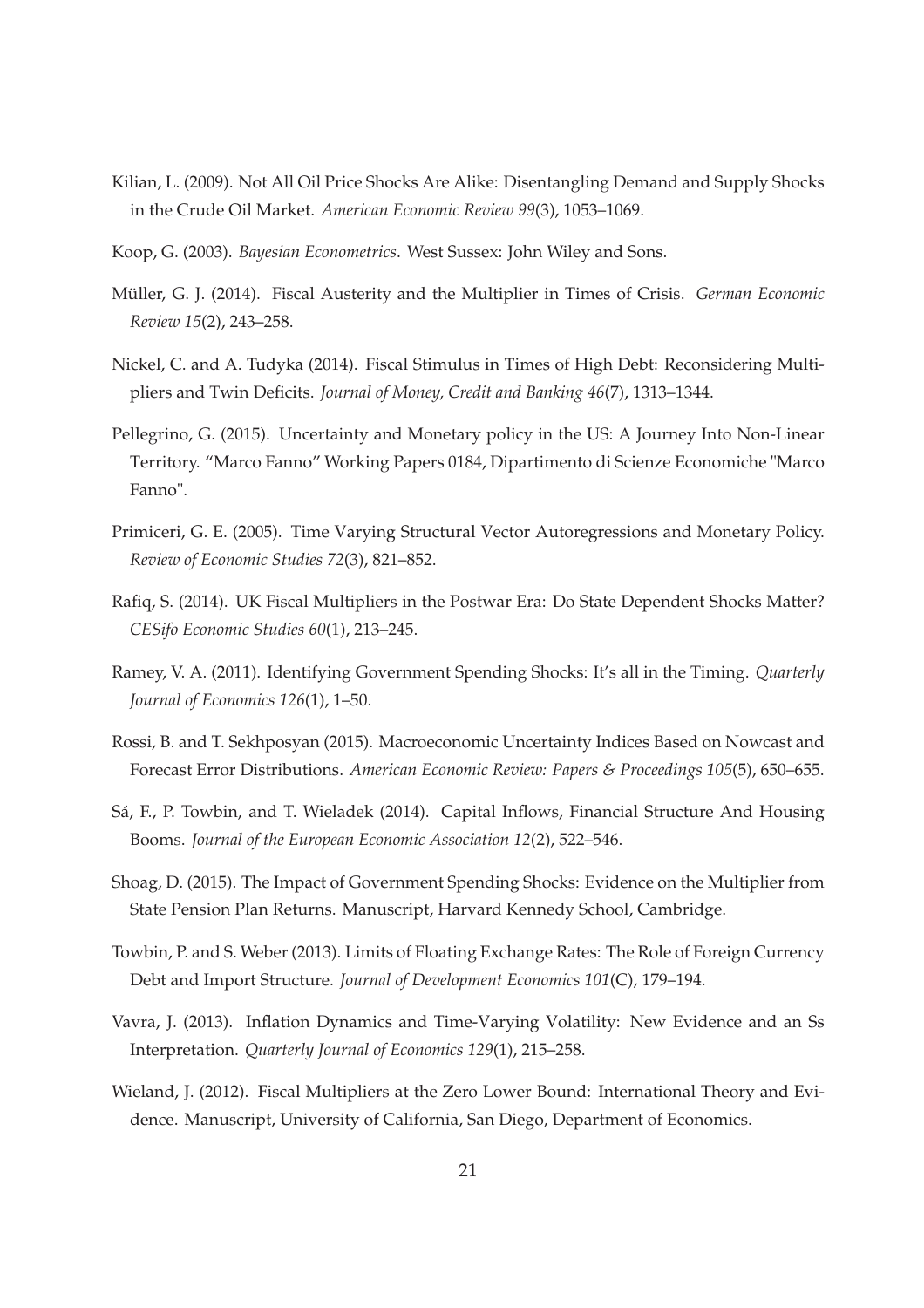Kilian, L. (2009). Not All Oil Price Shocks Are Alike: Disentangling Demand and Supply Shocks in the Crude Oil Market. *American Economic Review 99*(3), 1053–1069.

Koop, G. (2003). *Bayesian Econometrics*. West Sussex: John Wiley and Sons.

Müller, G. J. (2014). Fiscal Austerity and the Multiplier in Times of Crisis. *German Economic Review 15*(2), 243–258.

Nickel, C. and A. Tudyka (2014). Fiscal Stimulus in Times of High Debt: Reconsidering Multipliers and Twin Deficits. *Journal of Money, Credit and Banking 46*(7), 1313–1344.

Pellegrino, G. (2015). Uncertainty and Monetary policy in the US: A Journey Into Non-Linear Territory. "Marco Fanno" Working Papers 0184, Dipartimento di Scienze Economiche "Marco Fanno".

Primiceri, G. E. (2005). Time Varying Structural Vector Autoregressions and Monetary Policy. *Review of Economic Studies 72*(3), 821–852.

Rafiq, S. (2014). UK Fiscal Multipliers in the Postwar Era: Do State Dependent Shocks Matter? *CESifo Economic Studies 60*(1), 213–245.

Ramey, V. A. (2011). Identifying Government Spending Shocks: It's all in the Timing. *Quarterly Journal of Economics 126*(1), 1–50.

Rossi, B. and T. Sekhposyan (2015). Macroeconomic Uncertainty Indices Based on Nowcast and Forecast Error Distributions. *American Economic Review: Papers & Proceedings 105*(5), 650–655.

Sá, F., P. Towbin, and T. Wieladek (2014). Capital Inflows, Financial Structure And Housing Booms. *Journal of the European Economic Association 12*(2), 522–546.

Shoag, D. (2015). The Impact of Government Spending Shocks: Evidence on the Multiplier from State Pension Plan Returns. Manuscript, Harvard Kennedy School, Cambridge.

Towbin, P. and S. Weber (2013). Limits of Floating Exchange Rates: The Role of Foreign Currency Debt and Import Structure. *Journal of Development Economics 101*(C), 179–194.

Vavra, J. (2013). Inflation Dynamics and Time-Varying Volatility: New Evidence and an Ss Interpretation. *Quarterly Journal of Economics 129*(1), 215–258.

Wieland, J. (2012). Fiscal Multipliers at the Zero Lower Bound: International Theory and Evidence. Manuscript, University of California, San Diego, Department of Economics.